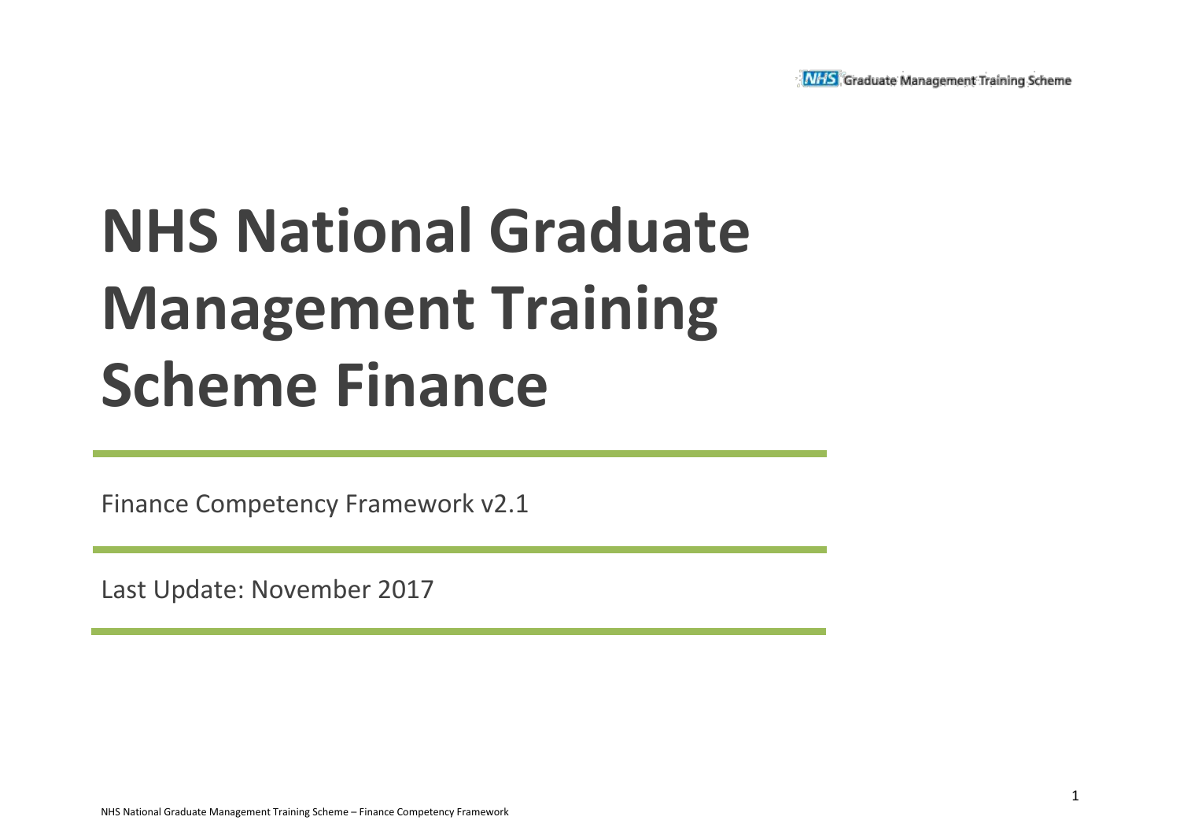# NHS National Graduate Management Training Scheme Finance

Finance Competency Framework v2.1

Last Update: November 2017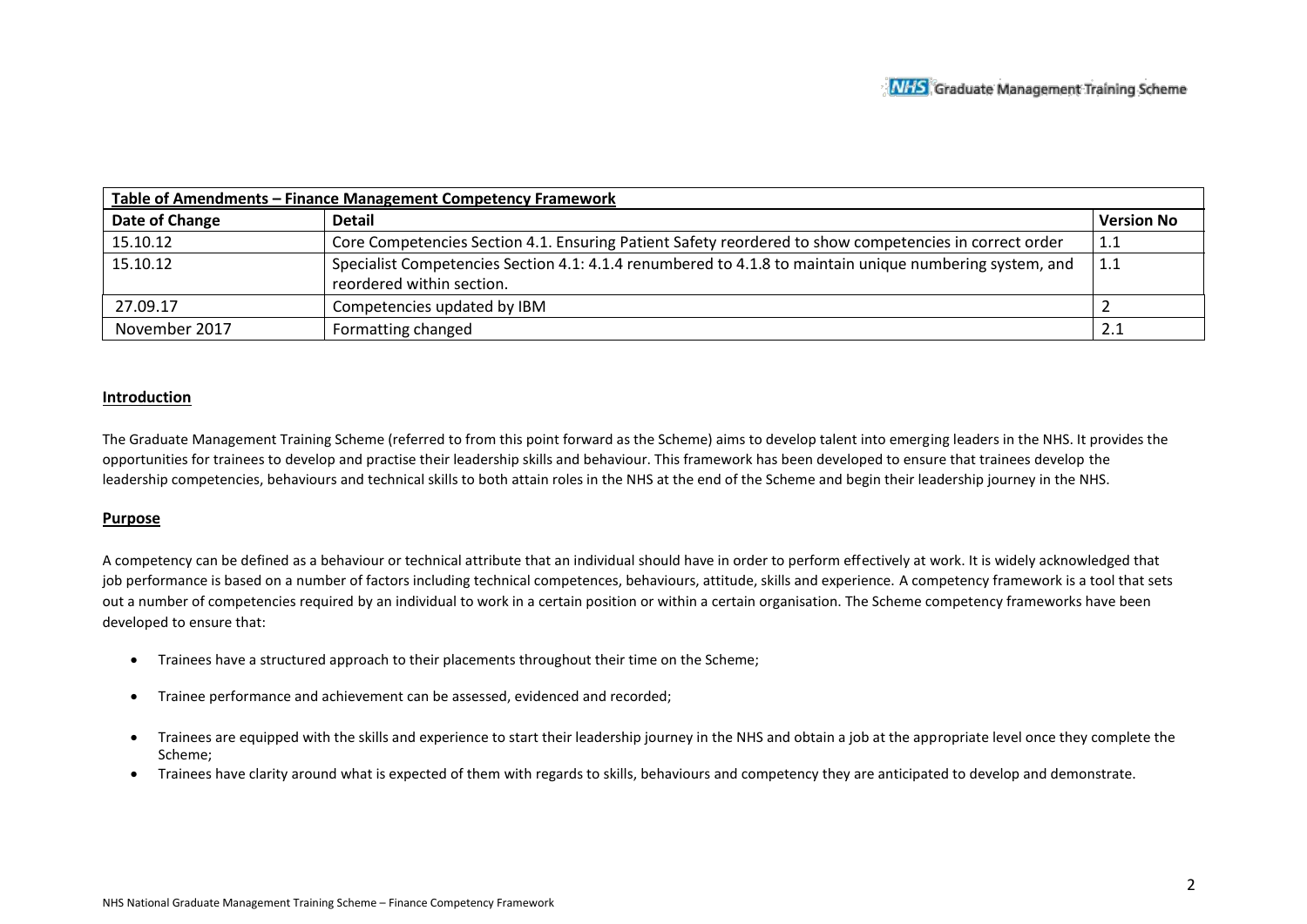| Table of Amendments – Finance Management Competency Framework | | |
|---|---|---|
| **Date of Change** | **Detail** | **Version No** |
| 15.10.12 | Core Competencies Section 4.1. Ensuring Patient Safety reordered to show competencies in correct order | 1.1 |
| 15.10.12 | Specialist Competencies Section 4.1: 4.1.4 renumbered to 4.1.8 to maintain unique numbering system, and reordered within section. | 1.1 |
| 27.09.17 | Competencies updated by IBM | 2 |
| November 2017 | Formatting changed | 2.1 |

## Introduction

The Graduate Management Training Scheme (referred to from this point forward as the Scheme) aims to develop talent into emerging leaders in the NHS. It provides the opportunities for trainees to develop and practise their leadership skills and behaviour. This framework has been developed to ensure that trainees develop the leadership competencies, behaviours and technical skills to both attain roles in the NHS at the end of the Scheme and begin their leadership journey in the NHS.

## Purpose

A competency can be defined as a behaviour or technical attribute that an individual should have in order to perform effectively at work. It is widely acknowledged that job performance is based on a number of factors including technical competences, behaviours, attitude, skills and experience. A competency framework is a tool that sets out a number of competencies required by an individual to work in a certain position or within a certain organisation. The Scheme competency frameworks have been developed to ensure that:

- Trainees have a structured approach to their placements throughout their time on the Scheme;
- Trainee performance and achievement can be assessed, evidenced and recorded;
- Trainees are equipped with the skills and experience to start their leadership journey in the NHS and obtain a job at the appropriate level once they complete the Scheme;
- Trainees have clarity around what is expected of them with regards to skills, behaviours and competency they are anticipated to develop and demonstrate.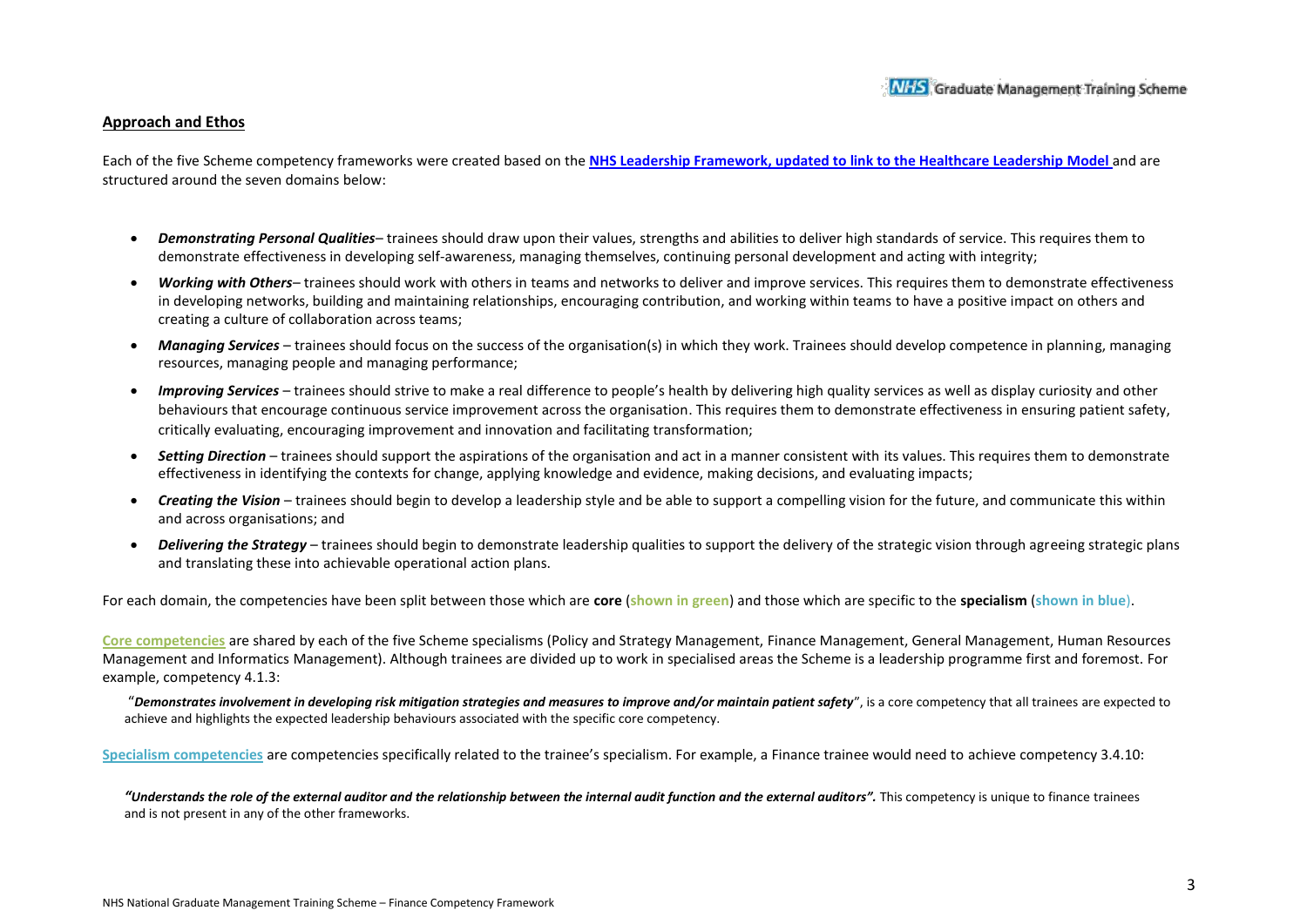## Approach and Ethos

Each of the five Scheme competency frameworks were created based on the **NHS Leadership Framework, updated to link to the Healthcare Leadership Model** and are structured around the seven domains below:

- ***Demonstrating Personal Qualities***– trainees should draw upon their values, strengths and abilities to deliver high standards of service. This requires them to demonstrate effectiveness in developing self-awareness, managing themselves, continuing personal development and acting with integrity;
- ***Working with Others***– trainees should work with others in teams and networks to deliver and improve services. This requires them to demonstrate effectiveness in developing networks, building and maintaining relationships, encouraging contribution, and working within teams to have a positive impact on others and creating a culture of collaboration across teams;
- ***Managing Services*** – trainees should focus on the success of the organisation(s) in which they work. Trainees should develop competence in planning, managing resources, managing people and managing performance;
- ***Improving Services*** – trainees should strive to make a real difference to people's health by delivering high quality services as well as display curiosity and other behaviours that encourage continuous service improvement across the organisation. This requires them to demonstrate effectiveness in ensuring patient safety, critically evaluating, encouraging improvement and innovation and facilitating transformation;
- ***Setting Direction*** – trainees should support the aspirations of the organisation and act in a manner consistent with its values. This requires them to demonstrate effectiveness in identifying the contexts for change, applying knowledge and evidence, making decisions, and evaluating impacts;
- ***Creating the Vision*** – trainees should begin to develop a leadership style and be able to support a compelling vision for the future, and communicate this within and across organisations; and
- ***Delivering the Strategy*** – trainees should begin to demonstrate leadership qualities to support the delivery of the strategic vision through agreeing strategic plans and translating these into achievable operational action plans.

For each domain, the competencies have been split between those which are **core** (**shown in green**) and those which are specific to the **specialism** (**shown in blue**).

**Core competencies** are shared by each of the five Scheme specialisms (Policy and Strategy Management, Finance Management, General Management, Human Resources Management and Informatics Management). Although trainees are divided up to work in specialised areas the Scheme is a leadership programme first and foremost. For example, competency 4.1.3:

"***Demonstrates involvement in developing risk mitigation strategies and measures to improve and/or maintain patient safety***", is a core competency that all trainees are expected to achieve and highlights the expected leadership behaviours associated with the specific core competency.

**Specialism competencies** are competencies specifically related to the trainee's specialism. For example, a Finance trainee would need to achieve competency 3.4.10:

***"Understands the role of the external auditor and the relationship between the internal audit function and the external auditors".*** This competency is unique to finance trainees and is not present in any of the other frameworks.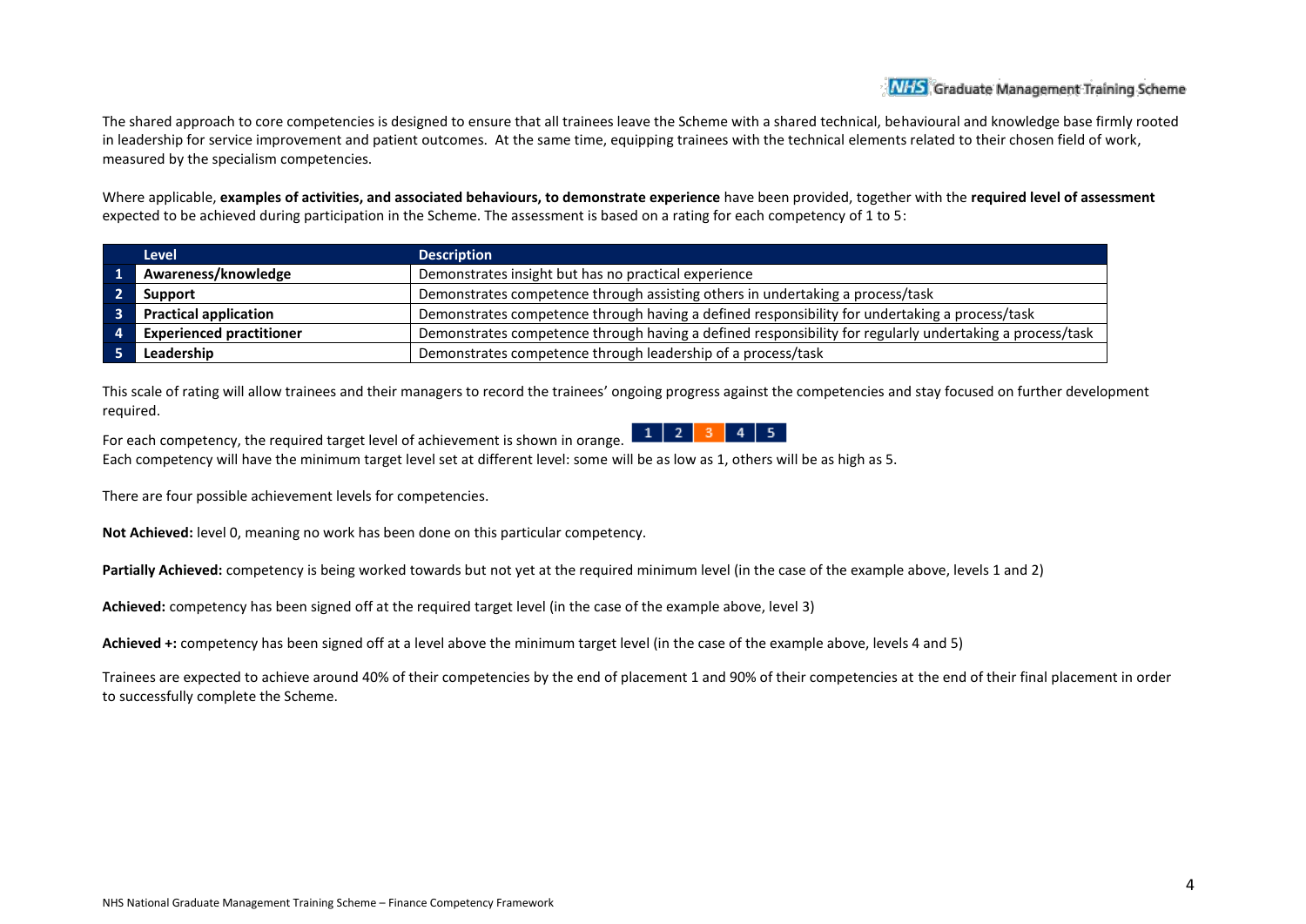The shared approach to core competencies is designed to ensure that all trainees leave the Scheme with a shared technical, behavioural and knowledge base firmly rooted in leadership for service improvement and patient outcomes. At the same time, equipping trainees with the technical elements related to their chosen field of work, measured by the specialism competencies.

Where applicable, **examples of activities, and associated behaviours, to demonstrate experience** have been provided, together with the **required level of assessment** expected to be achieved during participation in the Scheme. The assessment is based on a rating for each competency of 1 to 5:

| | Level | Description |
|---|---|---|
| 1 | **Awareness/knowledge** | Demonstrates insight but has no practical experience |
| 2 | **Support** | Demonstrates competence through assisting others in undertaking a process/task |
| 3 | **Practical application** | Demonstrates competence through having a defined responsibility for undertaking a process/task |
| 4 | **Experienced practitioner** | Demonstrates competence through having a defined responsibility for regularly undertaking a process/task |
| 5 | **Leadership** | Demonstrates competence through leadership of a process/task |

This scale of rating will allow trainees and their managers to record the trainees' ongoing progress against the competencies and stay focused on further development required.

For each competency, the required target level of achievement is shown in orange.

| 1 | 2 | 3 | 4 | 5 |
|---|---|---|---|---|

Each competency will have the minimum target level set at different level: some will be as low as 1, others will be as high as 5.

There are four possible achievement levels for competencies.

**Not Achieved:** level 0, meaning no work has been done on this particular competency.

**Partially Achieved:** competency is being worked towards but not yet at the required minimum level (in the case of the example above, levels 1 and 2)

**Achieved:** competency has been signed off at the required target level (in the case of the example above, level 3)

**Achieved +:** competency has been signed off at a level above the minimum target level (in the case of the example above, levels 4 and 5)

Trainees are expected to achieve around 40% of their competencies by the end of placement 1 and 90% of their competencies at the end of their final placement in order to successfully complete the Scheme.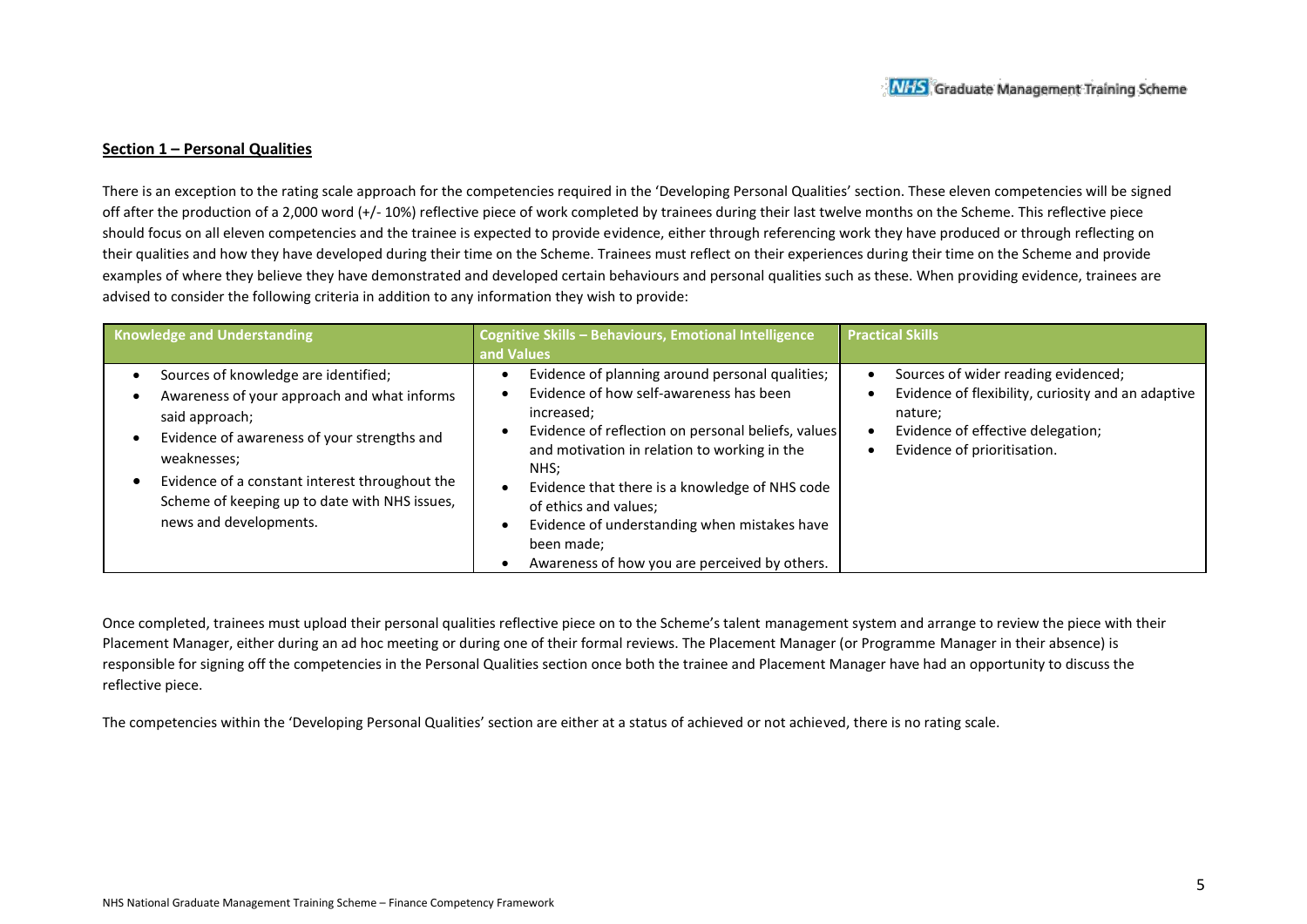## **Section 1 – Personal Qualities**

There is an exception to the rating scale approach for the competencies required in the 'Developing Personal Qualities' section. These eleven competencies will be signed off after the production of a 2,000 word (+/- 10%) reflective piece of work completed by trainees during their last twelve months on the Scheme. This reflective piece should focus on all eleven competencies and the trainee is expected to provide evidence, either through referencing work they have produced or through reflecting on their qualities and how they have developed during their time on the Scheme. Trainees must reflect on their experiences during their time on the Scheme and provide examples of where they believe they have demonstrated and developed certain behaviours and personal qualities such as these. When providing evidence, trainees are advised to consider the following criteria in addition to any information they wish to provide:

| Knowledge and Understanding | Cognitive Skills – Behaviours, Emotional Intelligence and Values | Practical Skills |
|---|---|---|
| • Sources of knowledge are identified;<br>• Awareness of your approach and what informs said approach;<br>• Evidence of awareness of your strengths and weaknesses;<br>• Evidence of a constant interest throughout the Scheme of keeping up to date with NHS issues, news and developments. | • Evidence of planning around personal qualities;<br>• Evidence of how self-awareness has been increased;<br>• Evidence of reflection on personal beliefs, values and motivation in relation to working in the NHS;<br>• Evidence that there is a knowledge of NHS code of ethics and values;<br>• Evidence of understanding when mistakes have been made;<br>• Awareness of how you are perceived by others. | • Sources of wider reading evidenced;<br>• Evidence of flexibility, curiosity and an adaptive nature;<br>• Evidence of effective delegation;<br>• Evidence of prioritisation. |

Once completed, trainees must upload their personal qualities reflective piece on to the Scheme's talent management system and arrange to review the piece with their Placement Manager, either during an ad hoc meeting or during one of their formal reviews. The Placement Manager (or Programme Manager in their absence) is responsible for signing off the competencies in the Personal Qualities section once both the trainee and Placement Manager have had an opportunity to discuss the reflective piece.

The competencies within the 'Developing Personal Qualities' section are either at a status of achieved or not achieved, there is no rating scale.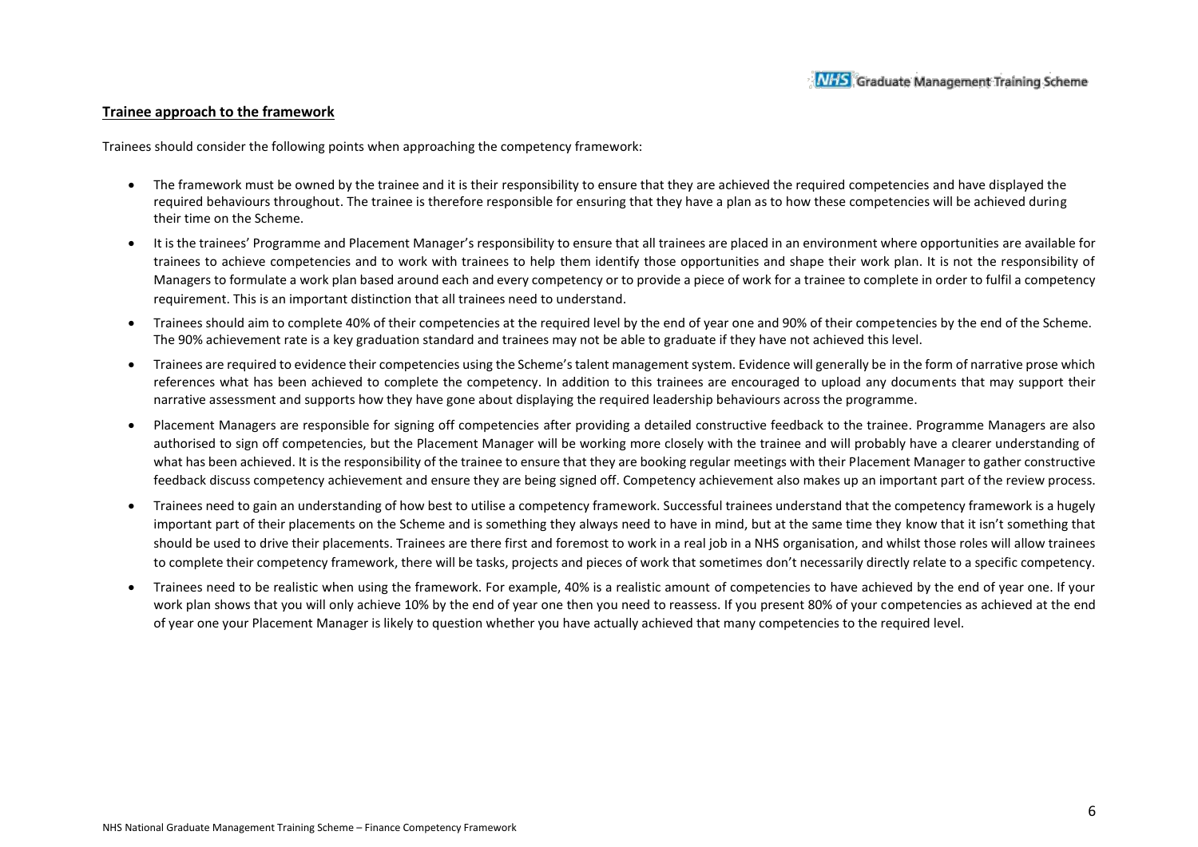**Trainee approach to the framework**

Trainees should consider the following points when approaching the competency framework:

- The framework must be owned by the trainee and it is their responsibility to ensure that they are achieved the required competencies and have displayed the required behaviours throughout. The trainee is therefore responsible for ensuring that they have a plan as to how these competencies will be achieved during their time on the Scheme.
- It is the trainees' Programme and Placement Manager's responsibility to ensure that all trainees are placed in an environment where opportunities are available for trainees to achieve competencies and to work with trainees to help them identify those opportunities and shape their work plan. It is not the responsibility of Managers to formulate a work plan based around each and every competency or to provide a piece of work for a trainee to complete in order to fulfil a competency requirement. This is an important distinction that all trainees need to understand.
- Trainees should aim to complete 40% of their competencies at the required level by the end of year one and 90% of their competencies by the end of the Scheme. The 90% achievement rate is a key graduation standard and trainees may not be able to graduate if they have not achieved this level.
- Trainees are required to evidence their competencies using the Scheme's talent management system. Evidence will generally be in the form of narrative prose which references what has been achieved to complete the competency. In addition to this trainees are encouraged to upload any documents that may support their narrative assessment and supports how they have gone about displaying the required leadership behaviours across the programme.
- Placement Managers are responsible for signing off competencies after providing a detailed constructive feedback to the trainee. Programme Managers are also authorised to sign off competencies, but the Placement Manager will be working more closely with the trainee and will probably have a clearer understanding of what has been achieved. It is the responsibility of the trainee to ensure that they are booking regular meetings with their Placement Manager to gather constructive feedback discuss competency achievement and ensure they are being signed off. Competency achievement also makes up an important part of the review process.
- Trainees need to gain an understanding of how best to utilise a competency framework. Successful trainees understand that the competency framework is a hugely important part of their placements on the Scheme and is something they always need to have in mind, but at the same time they know that it isn't something that should be used to drive their placements. Trainees are there first and foremost to work in a real job in a NHS organisation, and whilst those roles will allow trainees to complete their competency framework, there will be tasks, projects and pieces of work that sometimes don't necessarily directly relate to a specific competency.
- Trainees need to be realistic when using the framework. For example, 40% is a realistic amount of competencies to have achieved by the end of year one. If your work plan shows that you will only achieve 10% by the end of year one then you need to reassess. If you present 80% of your competencies as achieved at the end of year one your Placement Manager is likely to question whether you have actually achieved that many competencies to the required level.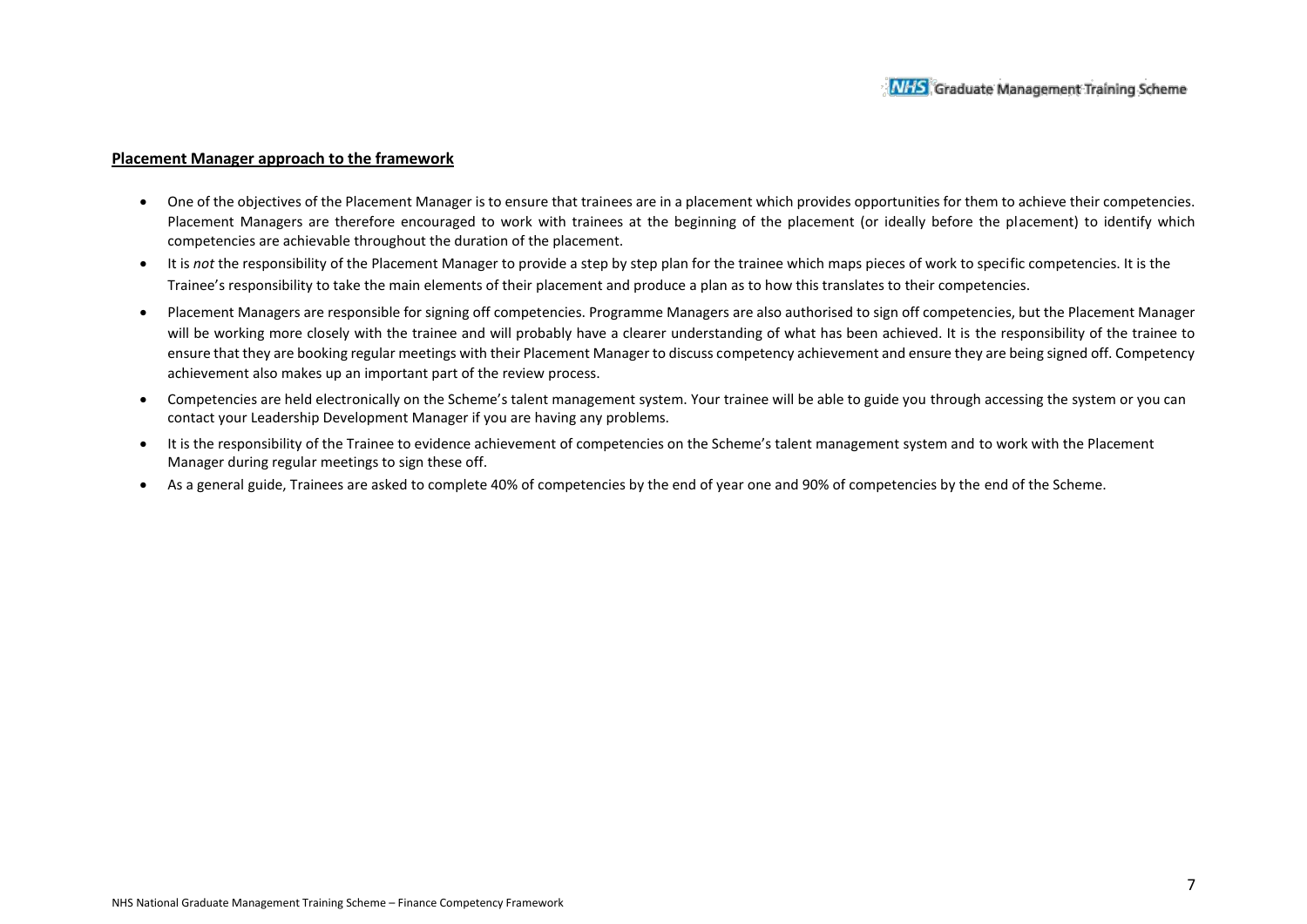**Placement Manager approach to the framework**

- One of the objectives of the Placement Manager is to ensure that trainees are in a placement which provides opportunities for them to achieve their competencies. Placement Managers are therefore encouraged to work with trainees at the beginning of the placement (or ideally before the placement) to identify which competencies are achievable throughout the duration of the placement.
- It is *not* the responsibility of the Placement Manager to provide a step by step plan for the trainee which maps pieces of work to specific competencies. It is the Trainee's responsibility to take the main elements of their placement and produce a plan as to how this translates to their competencies.
- Placement Managers are responsible for signing off competencies. Programme Managers are also authorised to sign off competencies, but the Placement Manager will be working more closely with the trainee and will probably have a clearer understanding of what has been achieved. It is the responsibility of the trainee to ensure that they are booking regular meetings with their Placement Manager to discuss competency achievement and ensure they are being signed off. Competency achievement also makes up an important part of the review process.
- Competencies are held electronically on the Scheme's talent management system. Your trainee will be able to guide you through accessing the system or you can contact your Leadership Development Manager if you are having any problems.
- It is the responsibility of the Trainee to evidence achievement of competencies on the Scheme's talent management system and to work with the Placement Manager during regular meetings to sign these off.
- As a general guide, Trainees are asked to complete 40% of competencies by the end of year one and 90% of competencies by the end of the Scheme.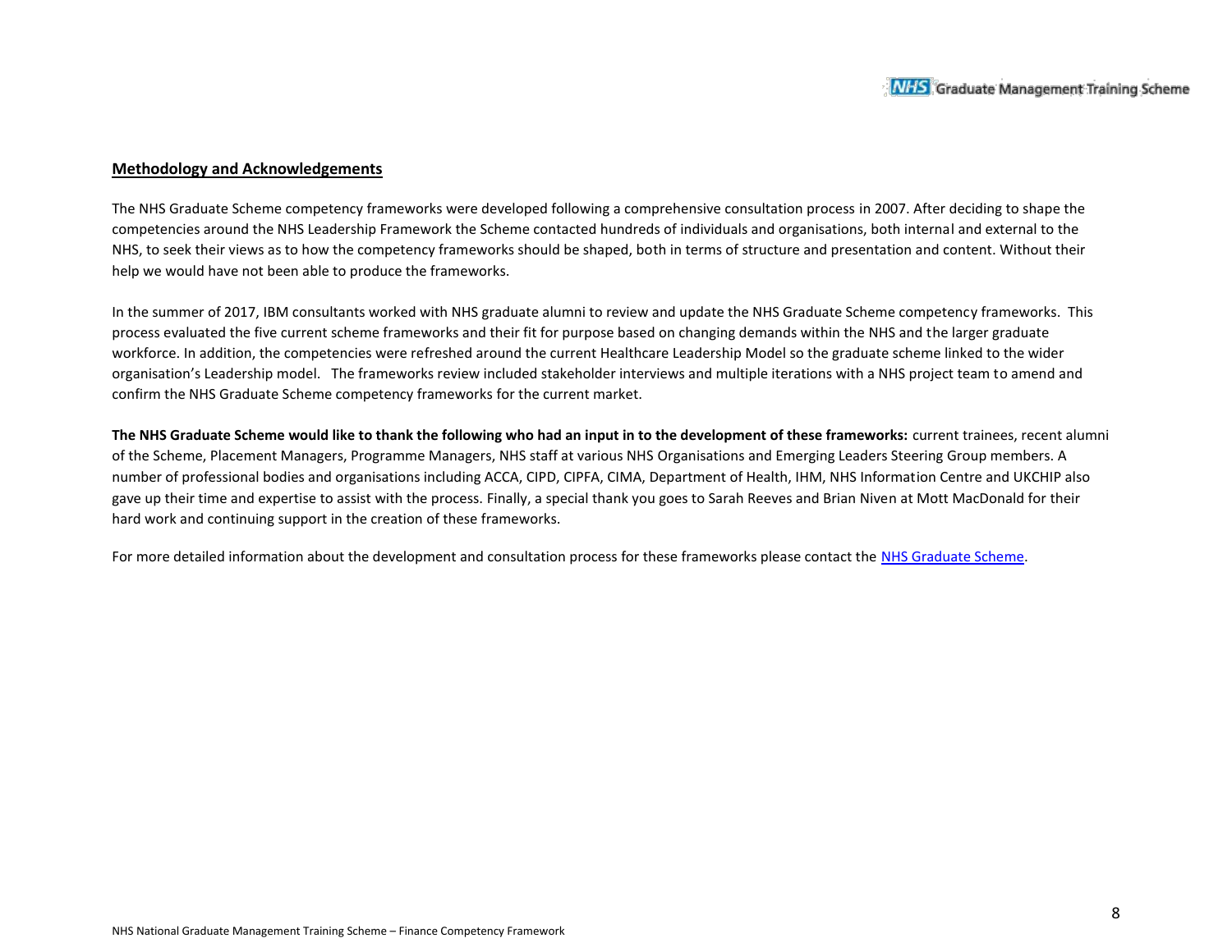## Methodology and Acknowledgements

The NHS Graduate Scheme competency frameworks were developed following a comprehensive consultation process in 2007. After deciding to shape the competencies around the NHS Leadership Framework the Scheme contacted hundreds of individuals and organisations, both internal and external to the NHS, to seek their views as to how the competency frameworks should be shaped, both in terms of structure and presentation and content. Without their help we would have not been able to produce the frameworks.

In the summer of 2017, IBM consultants worked with NHS graduate alumni to review and update the NHS Graduate Scheme competency frameworks. This process evaluated the five current scheme frameworks and their fit for purpose based on changing demands within the NHS and the larger graduate workforce. In addition, the competencies were refreshed around the current Healthcare Leadership Model so the graduate scheme linked to the wider organisation's Leadership model. The frameworks review included stakeholder interviews and multiple iterations with a NHS project team to amend and confirm the NHS Graduate Scheme competency frameworks for the current market.

**The NHS Graduate Scheme would like to thank the following who had an input in to the development of these frameworks:** current trainees, recent alumni of the Scheme, Placement Managers, Programme Managers, NHS staff at various NHS Organisations and Emerging Leaders Steering Group members. A number of professional bodies and organisations including ACCA, CIPD, CIPFA, CIMA, Department of Health, IHM, NHS Information Centre and UKCHIP also gave up their time and expertise to assist with the process. Finally, a special thank you goes to Sarah Reeves and Brian Niven at Mott MacDonald for their hard work and continuing support in the creation of these frameworks.

For more detailed information about the development and consultation process for these frameworks please contact the NHS Graduate Scheme.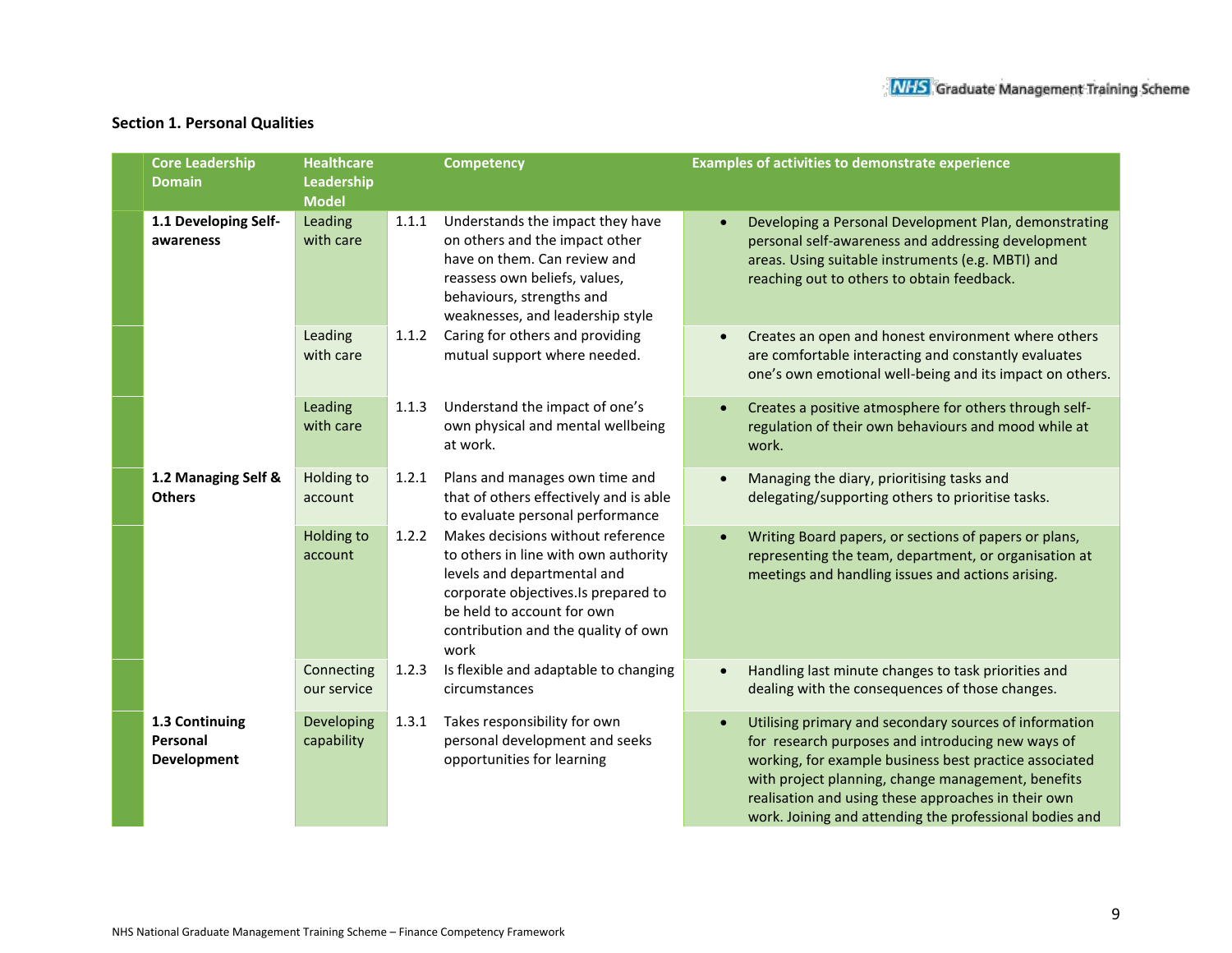## Section 1. Personal Qualities

| Core Leadership Domain | Healthcare Leadership Model | | Competency | Examples of activities to demonstrate experience |
|---|---|---|---|---|
| **1.1 Developing Self-awareness** | Leading with care | 1.1.1 | Understands the impact they have on others and the impact other have on them. Can review and reassess own beliefs, values, behaviours, strengths and weaknesses, and leadership style | • Developing a Personal Development Plan, demonstrating personal self-awareness and addressing development areas. Using suitable instruments (e.g. MBTI) and reaching out to others to obtain feedback. |
| | Leading with care | 1.1.2 | Caring for others and providing mutual support where needed. | • Creates an open and honest environment where others are comfortable interacting and constantly evaluates one's own emotional well-being and its impact on others. |
| | Leading with care | 1.1.3 | Understand the impact of one's own physical and mental wellbeing at work. | • Creates a positive atmosphere for others through self-regulation of their own behaviours and mood while at work. |
| **1.2 Managing Self & Others** | Holding to account | 1.2.1 | Plans and manages own time and that of others effectively and is able to evaluate personal performance | • Managing the diary, prioritising tasks and delegating/supporting others to prioritise tasks. |
| | Holding to account | 1.2.2 | Makes decisions without reference to others in line with own authority levels and departmental and corporate objectives.Is prepared to be held to account for own contribution and the quality of own work | • Writing Board papers, or sections of papers or plans, representing the team, department, or organisation at meetings and handling issues and actions arising. |
| | Connecting our service | 1.2.3 | Is flexible and adaptable to changing circumstances | • Handling last minute changes to task priorities and dealing with the consequences of those changes. |
| **1.3 Continuing Personal Development** | Developing capability | 1.3.1 | Takes responsibility for own personal development and seeks opportunities for learning | • Utilising primary and secondary sources of information for research purposes and introducing new ways of working, for example business best practice associated with project planning, change management, benefits realisation and using these approaches in their own work. Joining and attending the professional bodies and |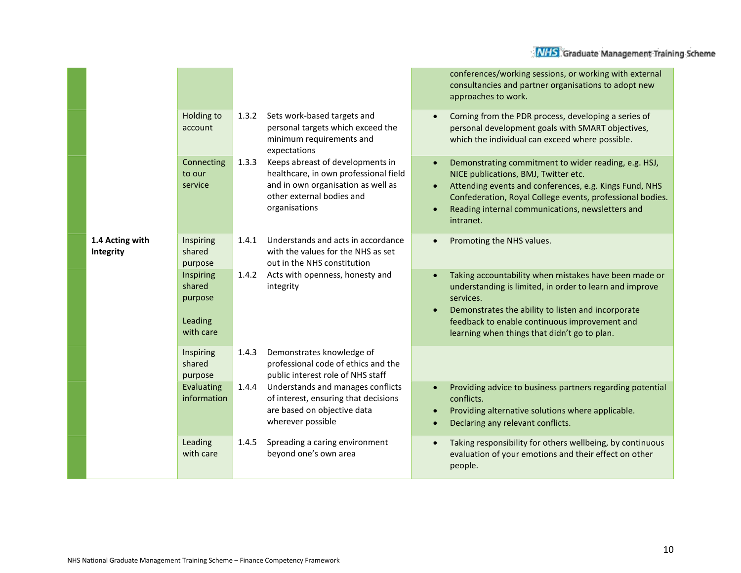| | | | | |
|---|---|---|---|---|
| | | | | conferences/working sessions, or working with external consultancies and partner organisations to adopt new approaches to work. |
| | Holding to account | 1.3.2 | Sets work-based targets and personal targets which exceed the minimum requirements and expectations | • Coming from the PDR process, developing a series of personal development goals with SMART objectives, which the individual can exceed where possible. |
| | Connecting to our service | 1.3.3 | Keeps abreast of developments in healthcare, in own professional field and in own organisation as well as other external bodies and organisations | • Demonstrating commitment to wider reading, e.g. HSJ, NICE publications, BMJ, Twitter etc.<br>• Attending events and conferences, e.g. Kings Fund, NHS Confederation, Royal College events, professional bodies.<br>• Reading internal communications, newsletters and intranet. |
| **1.4 Acting with Integrity** | Inspiring shared purpose | 1.4.1 | Understands and acts in accordance with the values for the NHS as set out in the NHS constitution | • Promoting the NHS values. |
| | Inspiring shared purpose<br><br>Leading with care | 1.4.2 | Acts with openness, honesty and integrity | • Taking accountability when mistakes have been made or understanding is limited, in order to learn and improve services.<br>• Demonstrates the ability to listen and incorporate feedback to enable continuous improvement and learning when things that didn't go to plan. |
| | Inspiring shared purpose | 1.4.3 | Demonstrates knowledge of professional code of ethics and the public interest role of NHS staff | |
| | Evaluating information | 1.4.4 | Understands and manages conflicts of interest, ensuring that decisions are based on objective data wherever possible | • Providing advice to business partners regarding potential conflicts.<br>• Providing alternative solutions where applicable.<br>• Declaring any relevant conflicts. |
| | Leading with care | 1.4.5 | Spreading a caring environment beyond one's own area | • Taking responsibility for others wellbeing, by continuous evaluation of your emotions and their effect on other people. |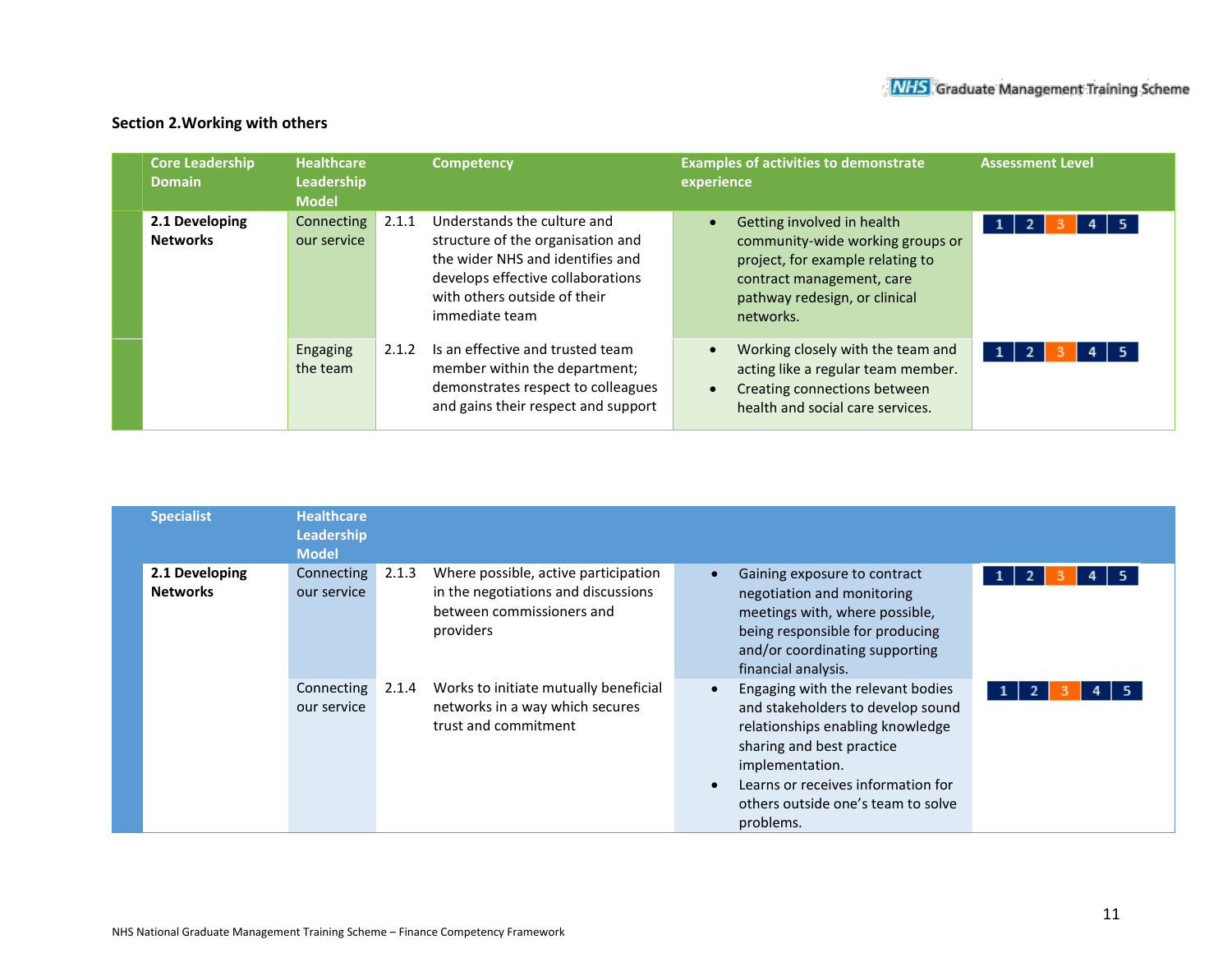## Section 2.Working with others

| Core Leadership Domain | Healthcare Leadership Model | | Competency | Examples of activities to demonstrate experience | Assessment Level |
|---|---|---|---|---|---|
| **2.1 Developing Networks** | Connecting our service | 2.1.1 | Understands the culture and structure of the organisation and the wider NHS and identifies and develops effective collaborations with others outside of their immediate team | • Getting involved in health community-wide working groups or project, for example relating to contract management, care pathway redesign, or clinical networks. | 1 2 3 4 5 |
| | Engaging the team | 2.1.2 | Is an effective and trusted team member within the department; demonstrates respect to colleagues and gains their respect and support | • Working closely with the team and acting like a regular team member.<br>• Creating connections between health and social care services. | 1 2 3 4 5 |

| Specialist | Healthcare Leadership Model | | | | |
|---|---|---|---|---|---|
| **2.1 Developing Networks** | Connecting our service | 2.1.3 | Where possible, active participation in the negotiations and discussions between commissioners and providers | • Gaining exposure to contract negotiation and monitoring meetings with, where possible, being responsible for producing and/or coordinating supporting financial analysis. | 1 2 3 4 5 |
| | Connecting our service | 2.1.4 | Works to initiate mutually beneficial networks in a way which secures trust and commitment | • Engaging with the relevant bodies and stakeholders to develop sound relationships enabling knowledge sharing and best practice implementation.<br>• Learns or receives information for others outside one's team to solve problems. | 1 2 3 4 5 |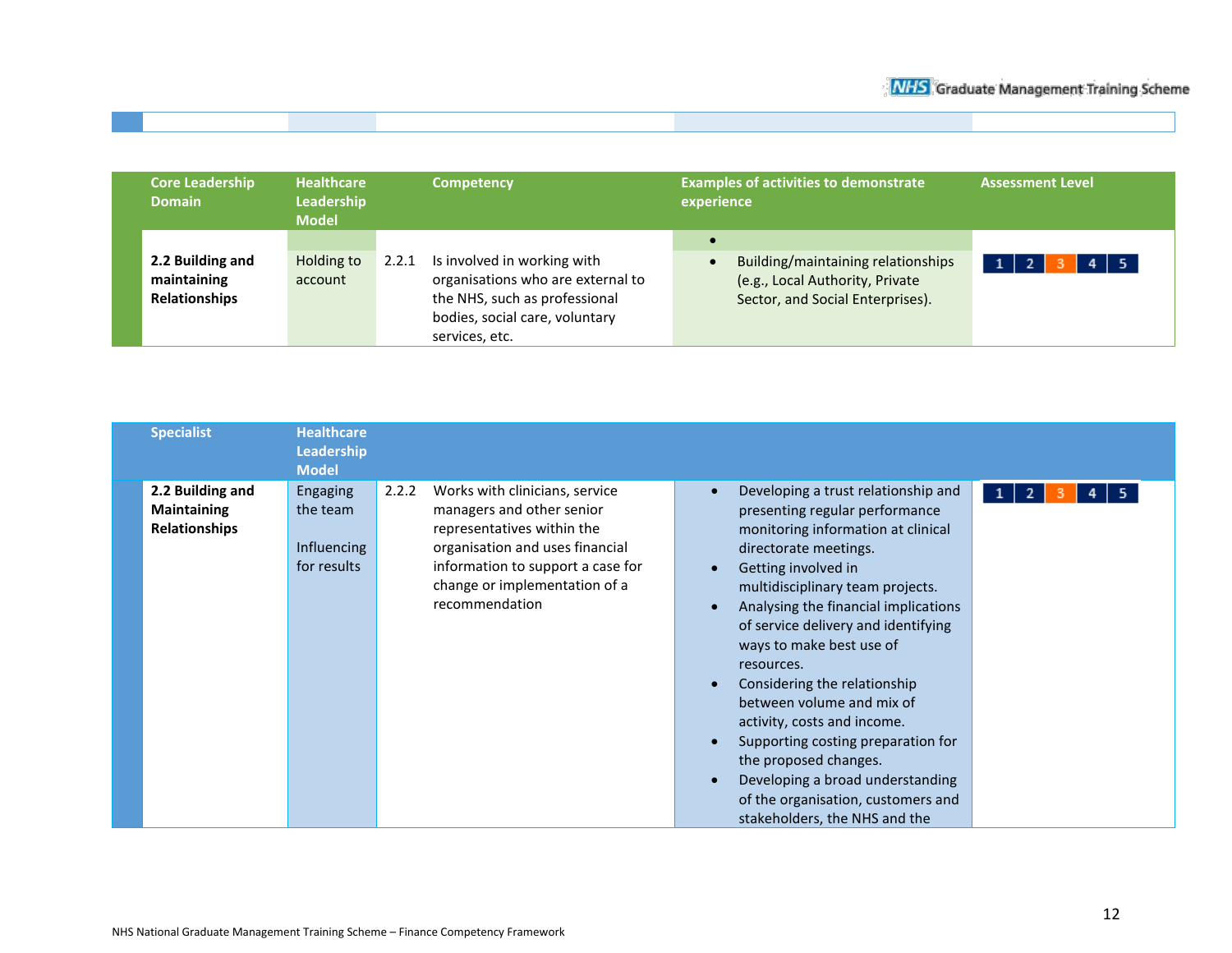| Core Leadership Domain | Healthcare Leadership Model | | Competency | Examples of activities to demonstrate experience | Assessment Level |
|---|---|---|---|---|---|
| **2.2 Building and maintaining Relationships** | Holding to account | 2.2.1 | Is involved in working with organisations who are external to the NHS, such as professional bodies, social care, voluntary services, etc. | • Building/maintaining relationships (e.g., Local Authority, Private Sector, and Social Enterprises). | 1 2 **3** 4 5 |

| Specialist | Healthcare Leadership Model | | | | |
|---|---|---|---|---|---|
| **2.2 Building and Maintaining Relationships** | Engaging the team<br><br>Influencing for results | 2.2.2 | Works with clinicians, service managers and other senior representatives within the organisation and uses financial information to support a case for change or implementation of a recommendation | • Developing a trust relationship and presenting regular performance monitoring information at clinical directorate meetings.<br>• Getting involved in multidisciplinary team projects.<br>• Analysing the financial implications of service delivery and identifying ways to make best use of resources.<br>• Considering the relationship between volume and mix of activity, costs and income.<br>• Supporting costing preparation for the proposed changes.<br>• Developing a broad understanding of the organisation, customers and stakeholders, the NHS and the | 1 2 **3** 4 5 |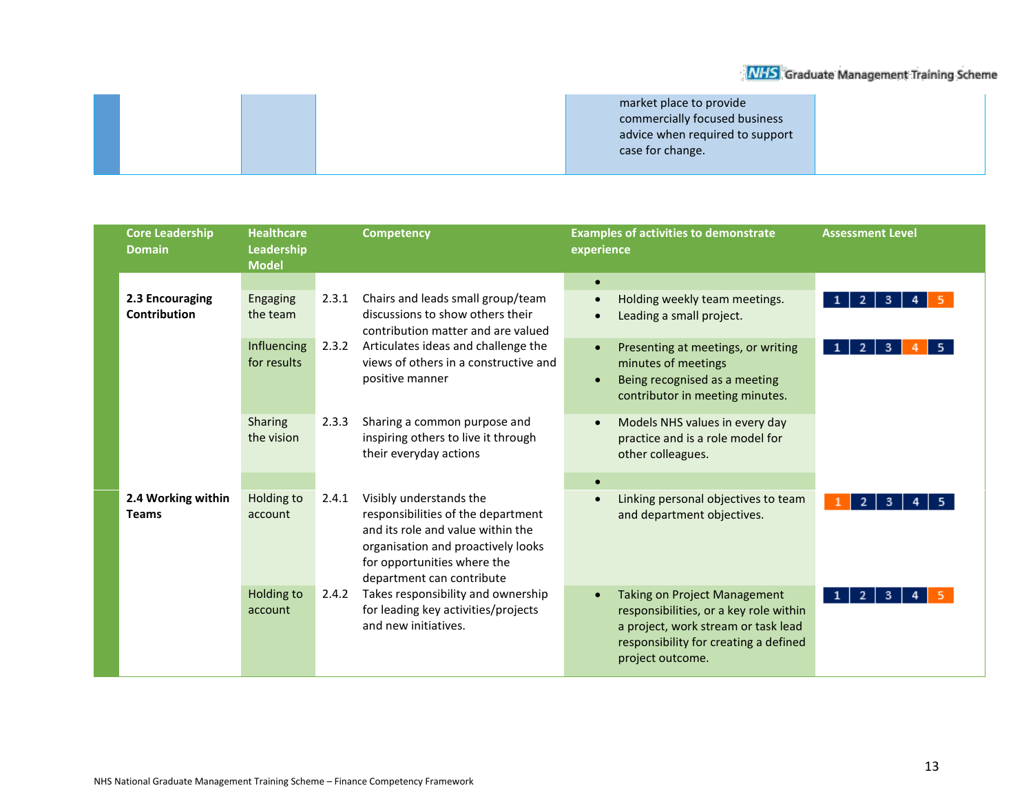| | | | |
|---|---|---|---|
| | | market place to provide commercially focused business advice when required to support case for change. | |

| Core Leadership Domain | Healthcare Leadership Model | | Competency | Examples of activities to demonstrate experience | Assessment Level |
|---|---|---|---|---|---|
| **2.3 Encouraging Contribution** | Engaging the team | 2.3.1 | Chairs and leads small group/team discussions to show others their contribution matter and are valued | • Holding weekly team meetings. • Leading a small project. | 1 2 3 4 **5** |
| | Influencing for results | 2.3.2 | Articulates ideas and challenge the views of others in a constructive and positive manner | • Presenting at meetings, or writing minutes of meetings • Being recognised as a meeting contributor in meeting minutes. | 1 2 3 **4** 5 |
| | Sharing the vision | 2.3.3 | Sharing a common purpose and inspiring others to live it through their everyday actions | • Models NHS values in every day practice and is a role model for other colleagues. | |
| **2.4 Working within Teams** | Holding to account | 2.4.1 | Visibly understands the responsibilities of the department and its role and value within the organisation and proactively looks for opportunities where the department can contribute | • Linking personal objectives to team and department objectives. | **1** 2 3 4 5 |
| | Holding to account | 2.4.2 | Takes responsibility and ownership for leading key activities/projects and new initiatives. | • Taking on Project Management responsibilities, or a key role within a project, work stream or task lead responsibility for creating a defined project outcome. | 1 2 3 4 **5** |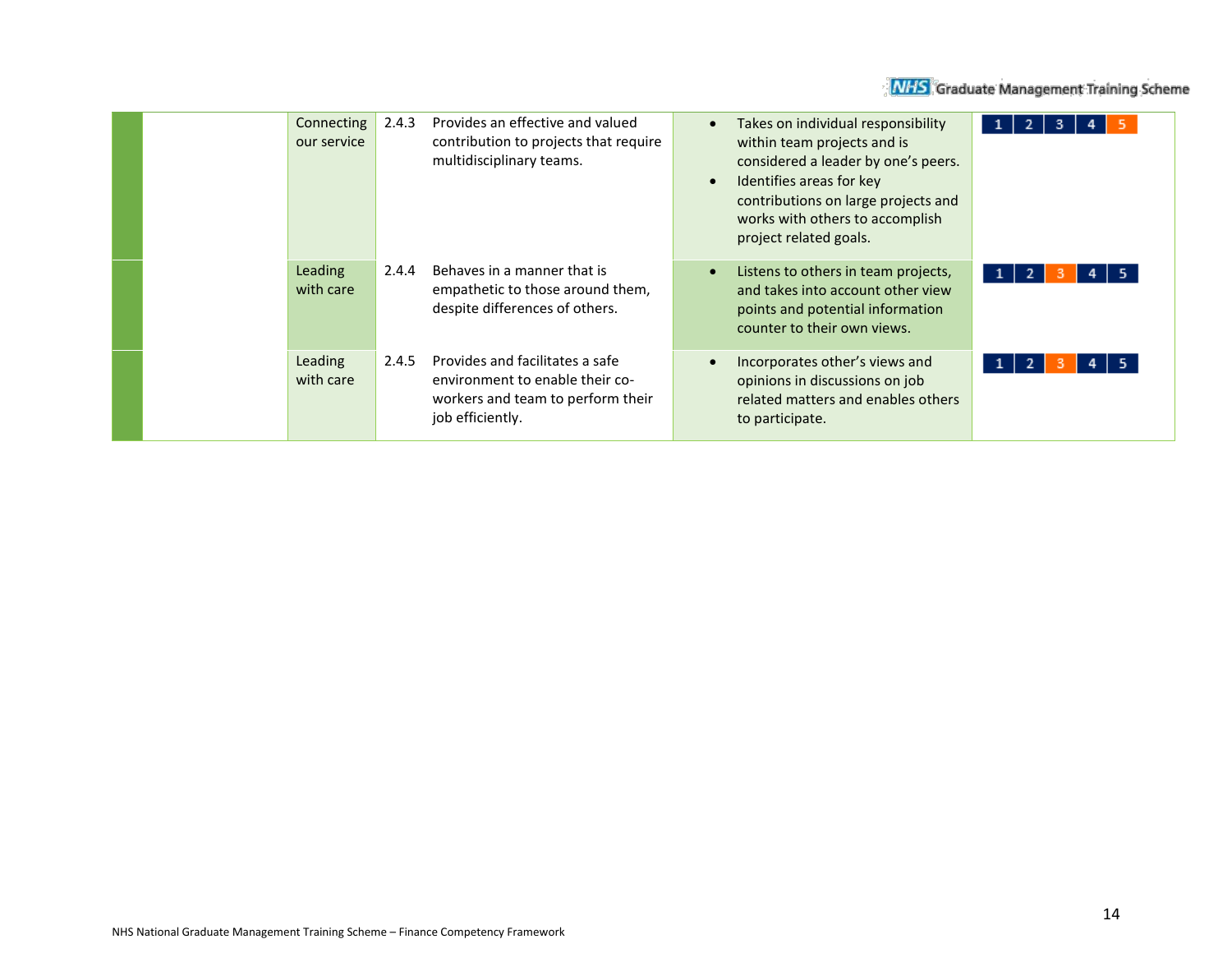| | | | | | | |
|---|---|---|---|---|---|---|
| | | Connecting our service | 2.4.3 | Provides an effective and valued contribution to projects that require multidisciplinary teams. | • Takes on individual responsibility within team projects and is considered a leader by one's peers.<br>• Identifies areas for key contributions on large projects and works with others to accomplish project related goals. | 1 2 3 4 **5** |
| | | Leading with care | 2.4.4 | Behaves in a manner that is empathetic to those around them, despite differences of others. | • Listens to others in team projects, and takes into account other view points and potential information counter to their own views. | 1 2 **3** 4 5 |
| | | Leading with care | 2.4.5 | Provides and facilitates a safe environment to enable their co-workers and team to perform their job efficiently. | • Incorporates other's views and opinions in discussions on job related matters and enables others to participate. | 1 2 **3** 4 5 |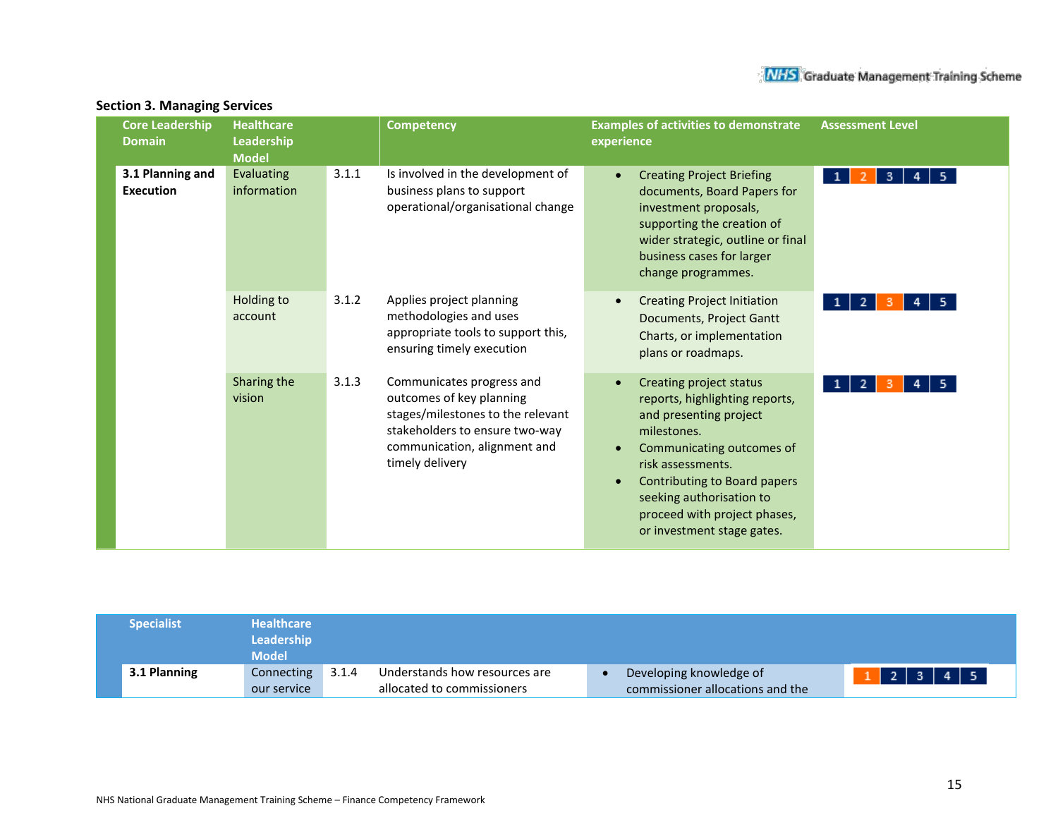## Section 3. Managing Services

| Core Leadership Domain | Healthcare Leadership Model | | Competency | Examples of activities to demonstrate experience | Assessment Level |
|---|---|---|---|---|---|
| **3.1 Planning and Execution** | Evaluating information | 3.1.1 | Is involved in the development of business plans to support operational/organisational change | • Creating Project Briefing documents, Board Papers for investment proposals, supporting the creation of wider strategic, outline or final business cases for larger change programmes. | 1 **2** 3 4 5 |
| | Holding to account | 3.1.2 | Applies project planning methodologies and uses appropriate tools to support this, ensuring timely execution | • Creating Project Initiation Documents, Project Gantt Charts, or implementation plans or roadmaps. | 1 2 **3** 4 5 |
| | Sharing the vision | 3.1.3 | Communicates progress and outcomes of key planning stages/milestones to the relevant stakeholders to ensure two-way communication, alignment and timely delivery | • Creating project status reports, highlighting reports, and presenting project milestones.<br>• Communicating outcomes of risk assessments.<br>• Contributing to Board papers seeking authorisation to proceed with project phases, or investment stage gates. | 1 2 **3** 4 5 |

| Specialist | Healthcare Leadership Model | | | | |
|---|---|---|---|---|---|
| **3.1 Planning** | Connecting our service | 3.1.4 | Understands how resources are allocated to commissioners | • Developing knowledge of commissioner allocations and the | **1** 2 3 4 5 |

NHS National Graduate Management Training Scheme – Finance Competency Framework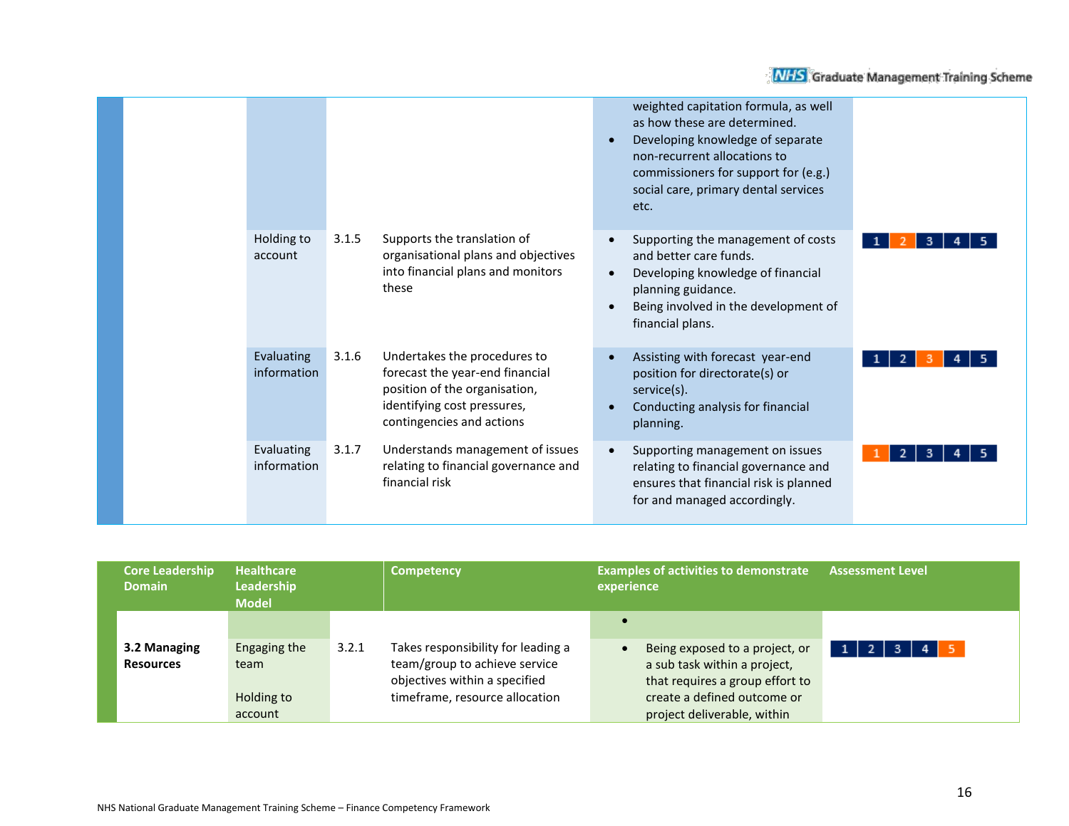| Core Leadership Domain | Healthcare Leadership Model | | Competency | Examples of activities to demonstrate experience | Assessment Level |
|---|---|---|---|---|---|
| | | | | weighted capitation formula, as well as how these are determined.<br>• Developing knowledge of separate non-recurrent allocations to commissioners for support for (e.g.) social care, primary dental services etc. | |
| | Holding to account | 3.1.5 | Supports the translation of organisational plans and objectives into financial plans and monitors these | • Supporting the management of costs and better care funds.<br>• Developing knowledge of financial planning guidance.<br>• Being involved in the development of financial plans. | 1 **2** 3 4 5 |
| | Evaluating information | 3.1.6 | Undertakes the procedures to forecast the year-end financial position of the organisation, identifying cost pressures, contingencies and actions | • Assisting with forecast year-end position for directorate(s) or service(s).<br>• Conducting analysis for financial planning. | 1 2 **3** 4 5 |
| | Evaluating information | 3.1.7 | Understands management of issues relating to financial governance and financial risk | • Supporting management on issues relating to financial governance and ensures that financial risk is planned for and managed accordingly. | **1** 2 3 4 5 |

| Core Leadership Domain | Healthcare Leadership Model | | Competency | Examples of activities to demonstrate experience | Assessment Level |
|---|---|---|---|---|---|
| | | | | • | |
| **3.2 Managing Resources** | Engaging the team<br><br>Holding to account | 3.2.1 | Takes responsibility for leading a team/group to achieve service objectives within a specified timeframe, resource allocation | • Being exposed to a project, or a sub task within a project, that requires a group effort to create a defined outcome or project deliverable, within | 1 2 3 4 **5** |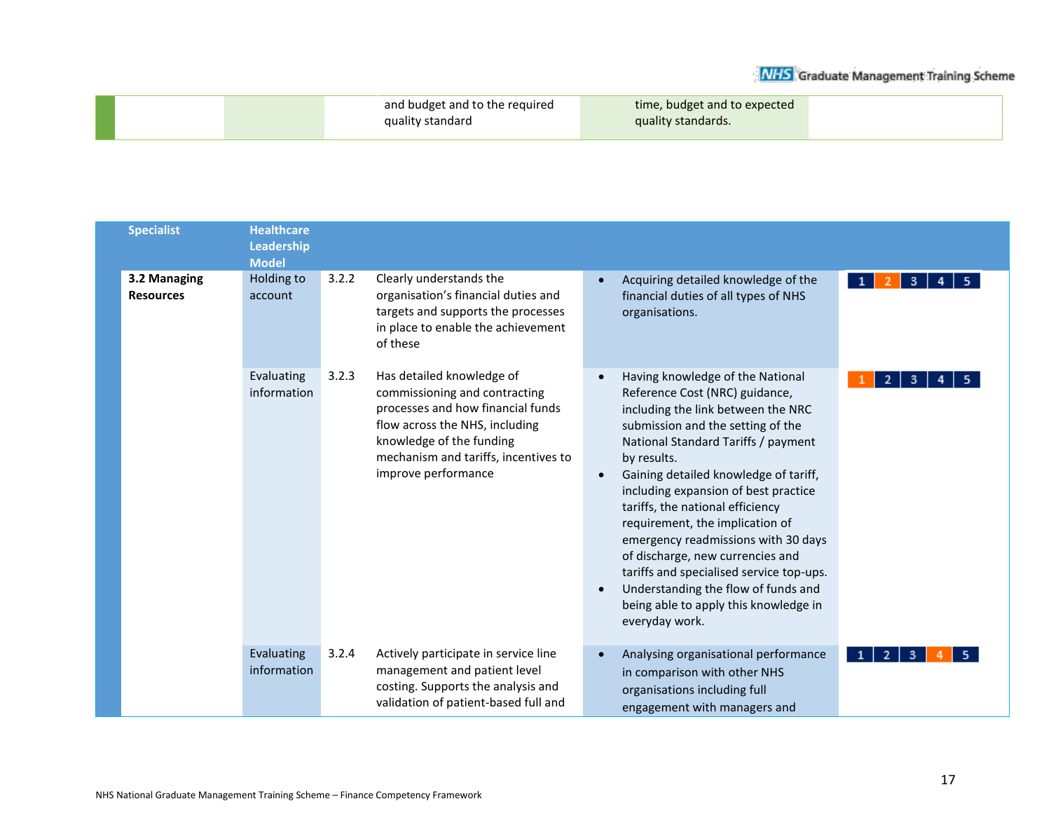| | | | | |
|---|---|---|---|---|
| | | and budget and to the required quality standard | time, budget and to expected quality standards. | |

| Specialist | Healthcare Leadership Model | | | | |
|---|---|---|---|---|---|
| **3.2 Managing Resources** | Holding to account | 3.2.2 | Clearly understands the organisation's financial duties and targets and supports the processes in place to enable the achievement of these | • Acquiring detailed knowledge of the financial duties of all types of NHS organisations. | 1 **2** 3 4 5 |
| | Evaluating information | 3.2.3 | Has detailed knowledge of commissioning and contracting processes and how financial funds flow across the NHS, including knowledge of the funding mechanism and tariffs, incentives to improve performance | • Having knowledge of the National Reference Cost (NRC) guidance, including the link between the NRC submission and the setting of the National Standard Tariffs / payment by results.<br>• Gaining detailed knowledge of tariff, including expansion of best practice tariffs, the national efficiency requirement, the implication of emergency readmissions with 30 days of discharge, new currencies and tariffs and specialised service top-ups.<br>• Understanding the flow of funds and being able to apply this knowledge in everyday work. | **1** 2 3 4 5 |
| | Evaluating information | 3.2.4 | Actively participate in service line management and patient level costing. Supports the analysis and validation of patient-based full and | • Analysing organisational performance in comparison with other NHS organisations including full engagement with managers and | 1 2 3 **4** 5 |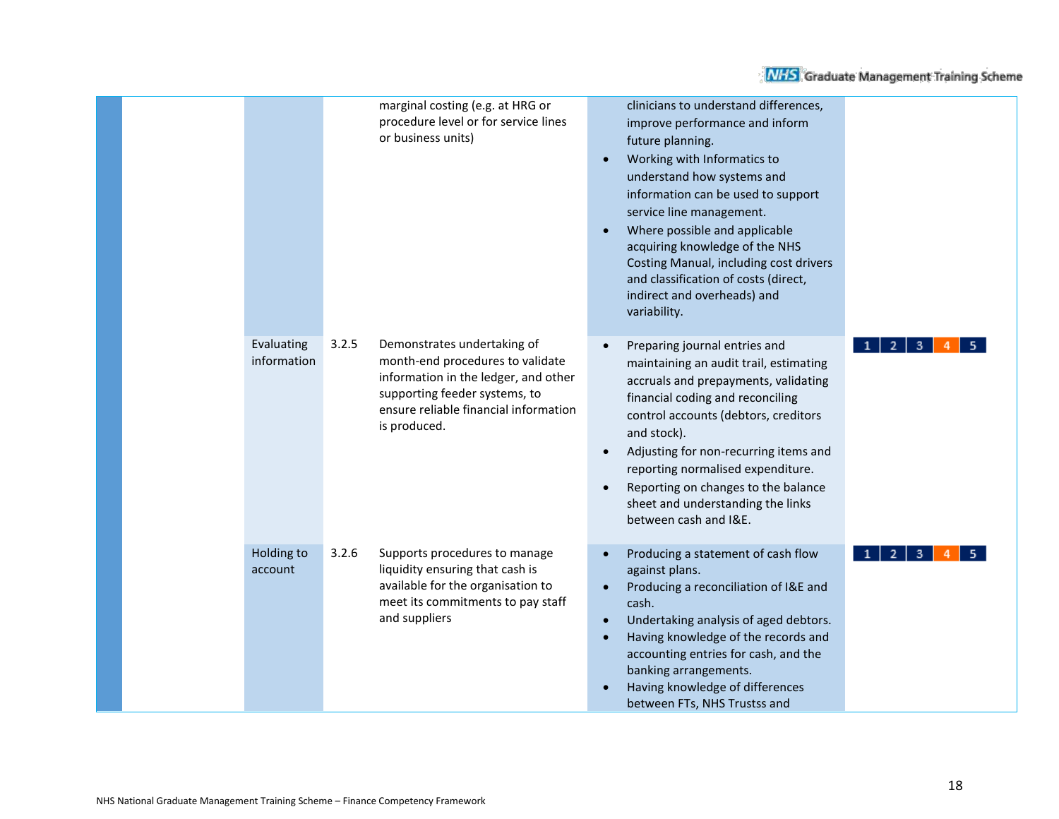| | | | | | |
|---|---|---|---|---|---|
| | | | marginal costing (e.g. at HRG or procedure level or for service lines or business units) | clinicians to understand differences, improve performance and inform future planning.<br>• Working with Informatics to understand how systems and information can be used to support service line management.<br>• Where possible and applicable acquiring knowledge of the NHS Costing Manual, including cost drivers and classification of costs (direct, indirect and overheads) and variability. | |
| | Evaluating information | 3.2.5 | Demonstrates undertaking of month-end procedures to validate information in the ledger, and other supporting feeder systems, to ensure reliable financial information is produced. | • Preparing journal entries and maintaining an audit trail, estimating accruals and prepayments, validating financial coding and reconciling control accounts (debtors, creditors and stock).<br>• Adjusting for non-recurring items and reporting normalised expenditure.<br>• Reporting on changes to the balance sheet and understanding the links between cash and I&E. | 1 2 3 4 5 |
| | Holding to account | 3.2.6 | Supports procedures to manage liquidity ensuring that cash is available for the organisation to meet its commitments to pay staff and suppliers | • Producing a statement of cash flow against plans.<br>• Producing a reconciliation of I&E and cash.<br>• Undertaking analysis of aged debtors.<br>• Having knowledge of the records and accounting entries for cash, and the banking arrangements.<br>• Having knowledge of differences between FTs, NHS Trustss and | 1 2 3 4 5 |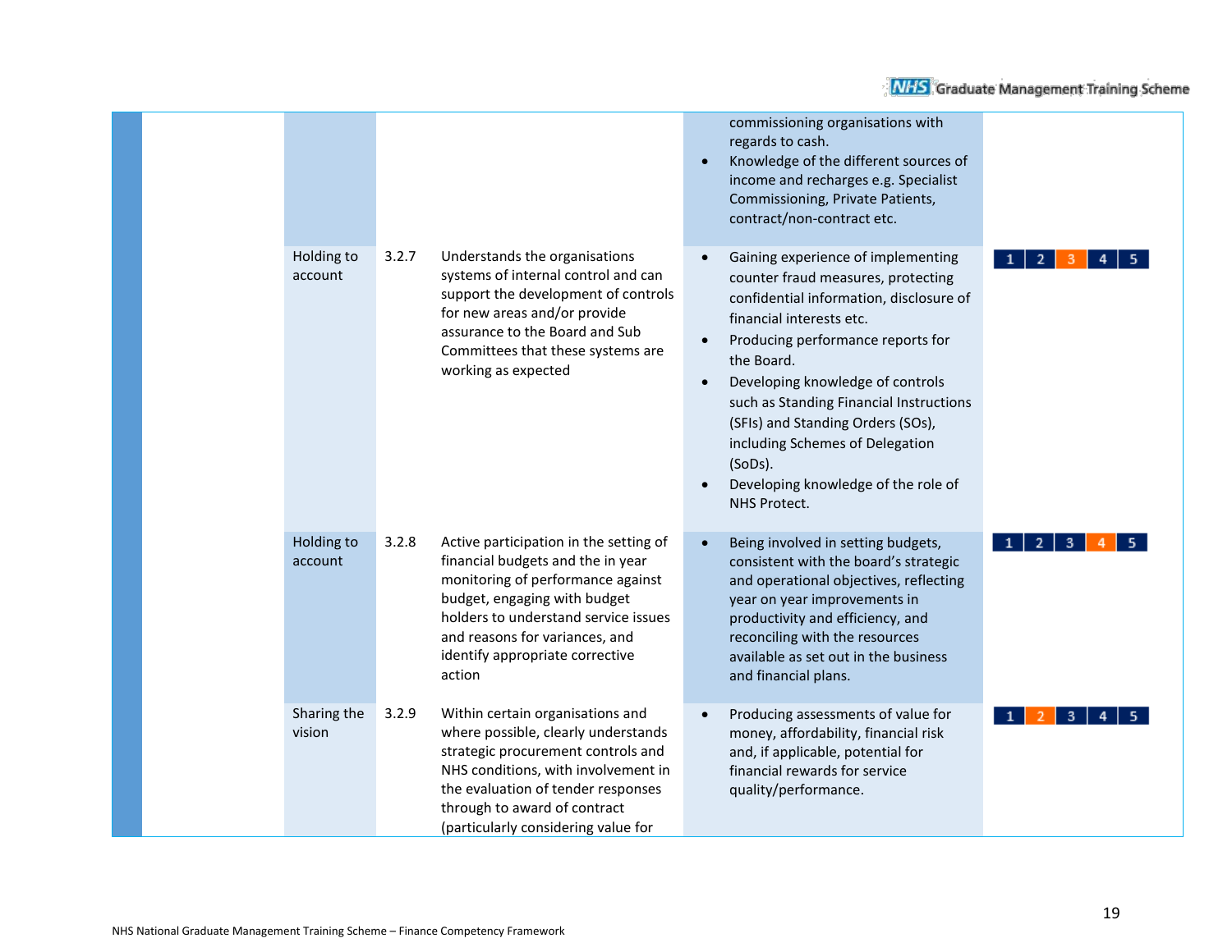| | | | | | |
|---|---|---|---|---|---|
| | | | | • commissioning organisations with regards to cash.<br>• Knowledge of the different sources of income and recharges e.g. Specialist Commissioning, Private Patients, contract/non-contract etc. | |
| | Holding to account | 3.2.7 | Understands the organisations systems of internal control and can support the development of controls for new areas and/or provide assurance to the Board and Sub Committees that these systems are working as expected | • Gaining experience of implementing counter fraud measures, protecting confidential information, disclosure of financial interests etc.<br>• Producing performance reports for the Board.<br>• Developing knowledge of controls such as Standing Financial Instructions (SFIs) and Standing Orders (SOs), including Schemes of Delegation (SoDs).<br>• Developing knowledge of the role of NHS Protect. | 1 2 **3** 4 5 |
| | Holding to account | 3.2.8 | Active participation in the setting of financial budgets and the in year monitoring of performance against budget, engaging with budget holders to understand service issues and reasons for variances, and identify appropriate corrective action | • Being involved in setting budgets, consistent with the board's strategic and operational objectives, reflecting year on year improvements in productivity and efficiency, and reconciling with the resources available as set out in the business and financial plans. | 1 2 3 **4** 5 |
| | Sharing the vision | 3.2.9 | Within certain organisations and where possible, clearly understands strategic procurement controls and NHS conditions, with involvement in the evaluation of tender responses through to award of contract (particularly considering value for | • Producing assessments of value for money, affordability, financial risk and, if applicable, potential for financial rewards for service quality/performance. | 1 **2** 3 4 5 |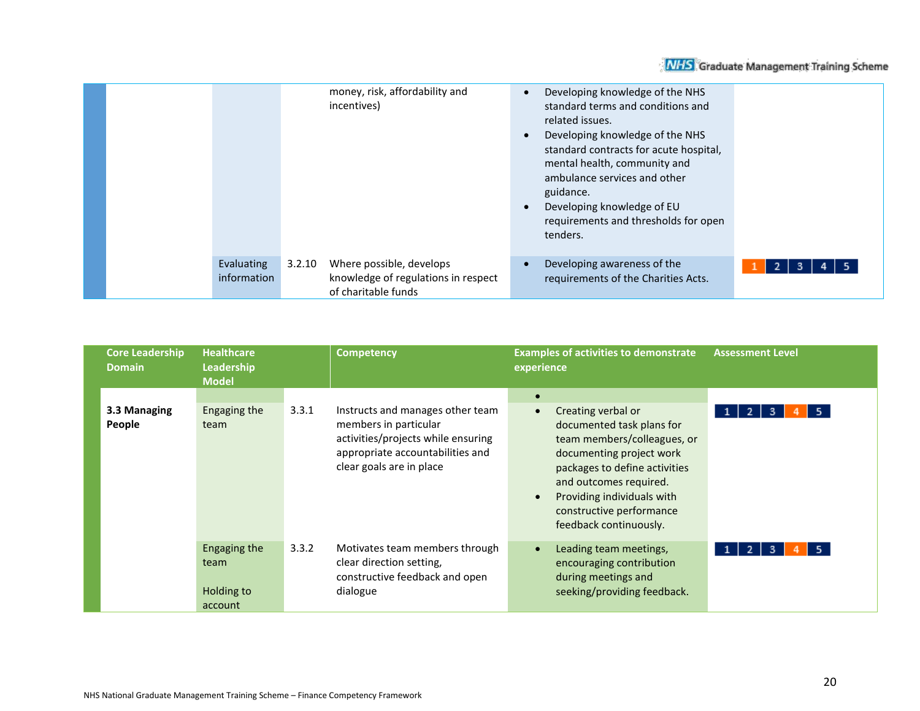| Core Leadership Domain | Healthcare Leadership Model | | Competency | Examples of activities to demonstrate experience | Assessment Level |
|---|---|---|---|---|---|
| | | | money, risk, affordability and incentives) | • Developing knowledge of the NHS standard terms and conditions and related issues.<br>• Developing knowledge of the NHS standard contracts for acute hospital, mental health, community and ambulance services and other guidance.<br>• Developing knowledge of EU requirements and thresholds for open tenders. | |
| | Evaluating information | 3.2.10 | Where possible, develops knowledge of regulations in respect of charitable funds | • Developing awareness of the requirements of the Charities Acts. | 1 2 3 4 5 (Level 1 highlighted) |

| Core Leadership Domain | Healthcare Leadership Model | | Competency | Examples of activities to demonstrate experience | Assessment Level |
|---|---|---|---|---|---|
| | | | | • | |
| **3.3 Managing People** | Engaging the team | 3.3.1 | Instructs and manages other team members in particular activities/projects while ensuring appropriate accountabilities and clear goals are in place | • Creating verbal or documented task plans for team members/colleagues, or documenting project work packages to define activities and outcomes required.<br>• Providing individuals with constructive performance feedback continuously. | 1 2 3 4 5 (Level 4 highlighted) |
| | Engaging the team<br><br>Holding to account | 3.3.2 | Motivates team members through clear direction setting, constructive feedback and open dialogue | • Leading team meetings, encouraging contribution during meetings and seeking/providing feedback. | 1 2 3 4 5 (Level 4 highlighted) |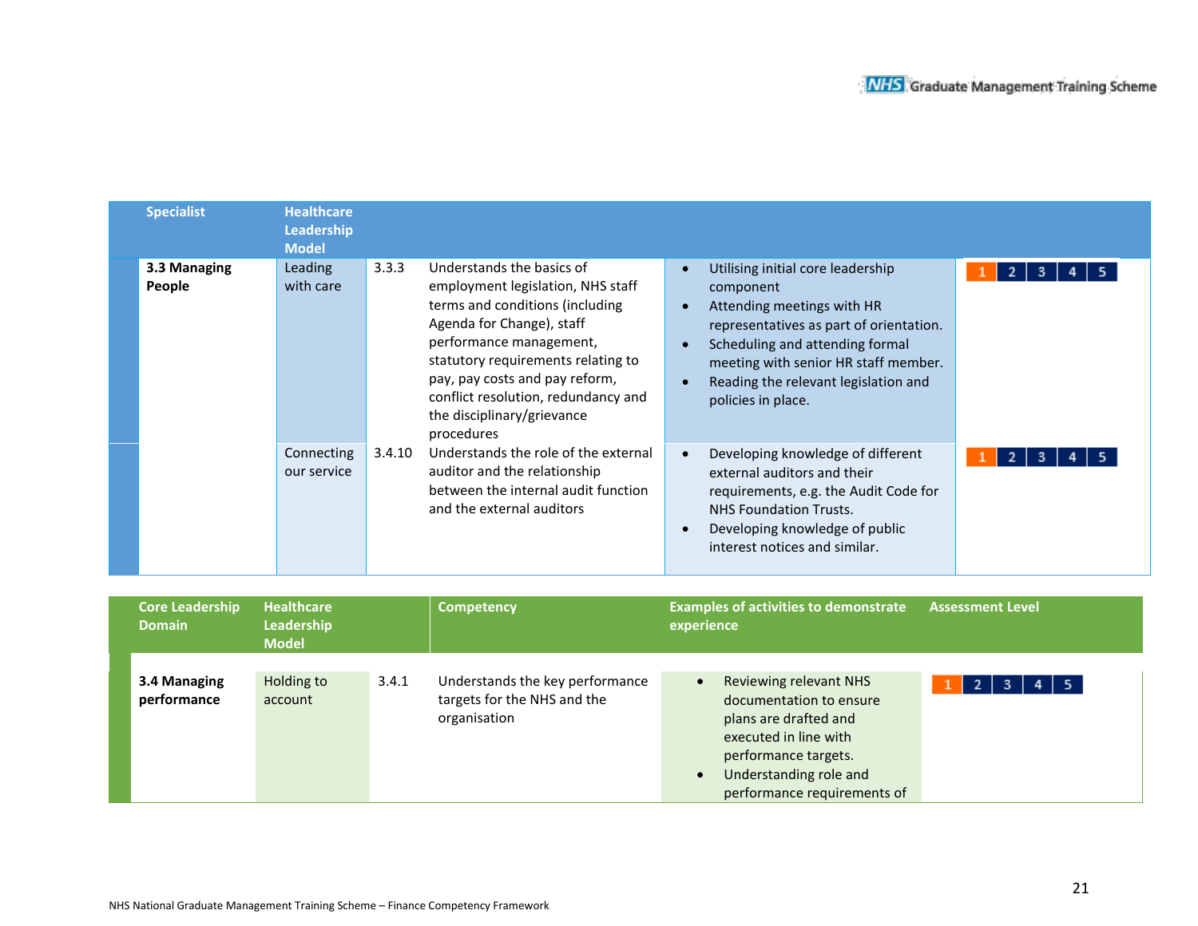| Specialist | Healthcare Leadership Model | | | | |
|---|---|---|---|---|---|
| **3.3 Managing People** | Leading with care | 3.3.3 | Understands the basics of employment legislation, NHS staff terms and conditions (including Agenda for Change), staff performance management, statutory requirements relating to pay, pay costs and pay reform, conflict resolution, redundancy and the disciplinary/grievance procedures | • Utilising initial core leadership component<br>• Attending meetings with HR representatives as part of orientation.<br>• Scheduling and attending formal meeting with senior HR staff member.<br>• Reading the relevant legislation and policies in place. | 1 2 3 4 5 |
| | Connecting our service | 3.4.10 | Understands the role of the external auditor and the relationship between the internal audit function and the external auditors | • Developing knowledge of different external auditors and their requirements, e.g. the Audit Code for NHS Foundation Trusts.<br>• Developing knowledge of public interest notices and similar. | 1 2 3 4 5 |

| Core Leadership Domain | Healthcare Leadership Model | | Competency | Examples of activities to demonstrate experience | Assessment Level |
|---|---|---|---|---|---|
| **3.4 Managing performance** | Holding to account | 3.4.1 | Understands the key performance targets for the NHS and the organisation | • Reviewing relevant NHS documentation to ensure plans are drafted and executed in line with performance targets.<br>• Understanding role and performance requirements of | 1 2 3 4 5 |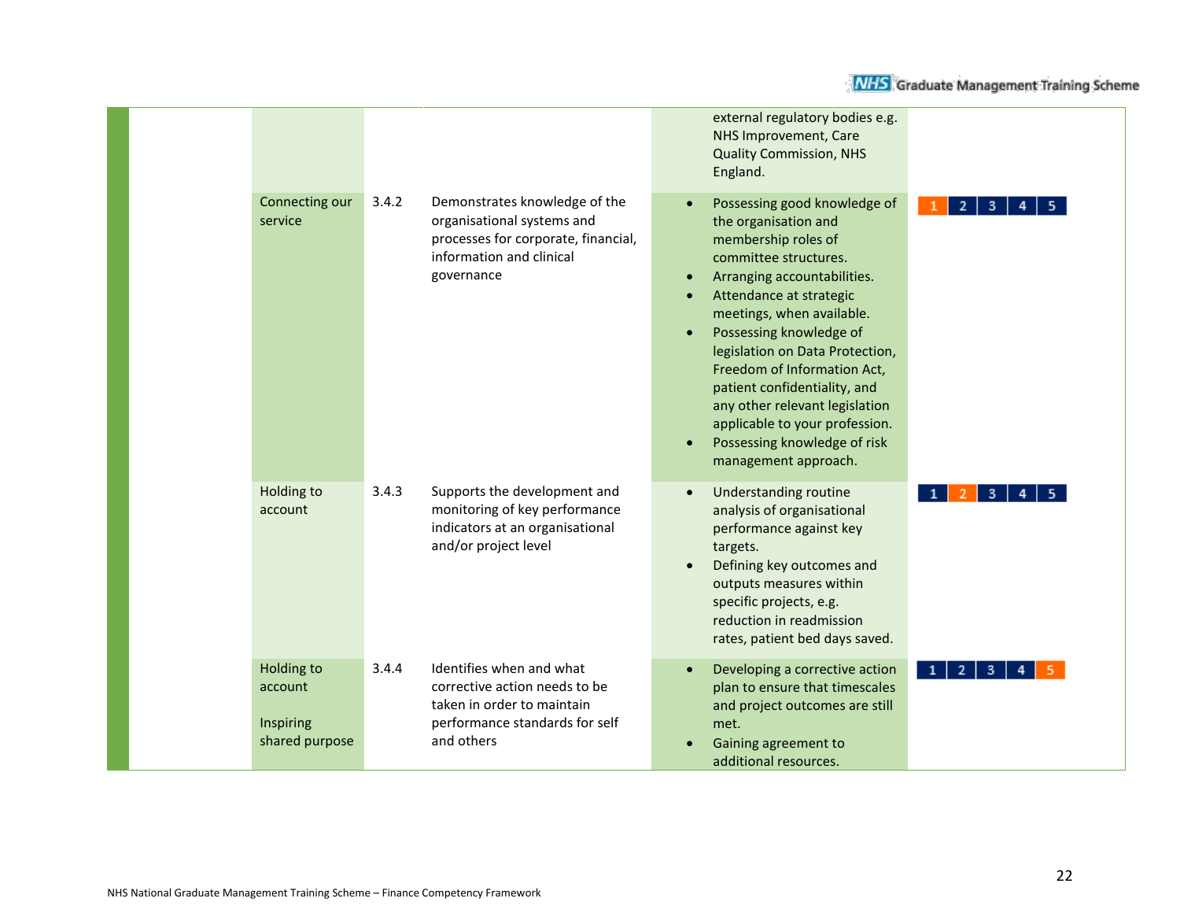| | | | | | |
|---|---|---|---|---|---|
| | | | | external regulatory bodies e.g. NHS Improvement, Care Quality Commission, NHS England. | |
| | Connecting our service | 3.4.2 | Demonstrates knowledge of the organisational systems and processes for corporate, financial, information and clinical governance | • Possessing good knowledge of the organisation and membership roles of committee structures.<br>• Arranging accountabilities.<br>• Attendance at strategic meetings, when available.<br>• Possessing knowledge of legislation on Data Protection, Freedom of Information Act, patient confidentiality, and any other relevant legislation applicable to your profession.<br>• Possessing knowledge of risk management approach. | 1 2 3 4 5 |
| | Holding to account | 3.4.3 | Supports the development and monitoring of key performance indicators at an organisational and/or project level | • Understanding routine analysis of organisational performance against key targets.<br>• Defining key outcomes and outputs measures within specific projects, e.g. reduction in readmission rates, patient bed days saved. | 1 2 3 4 5 |
| | Holding to account<br><br>Inspiring shared purpose | 3.4.4 | Identifies when and what corrective action needs to be taken in order to maintain performance standards for self and others | • Developing a corrective action plan to ensure that timescales and project outcomes are still met.<br>• Gaining agreement to additional resources. | 1 2 3 4 5 |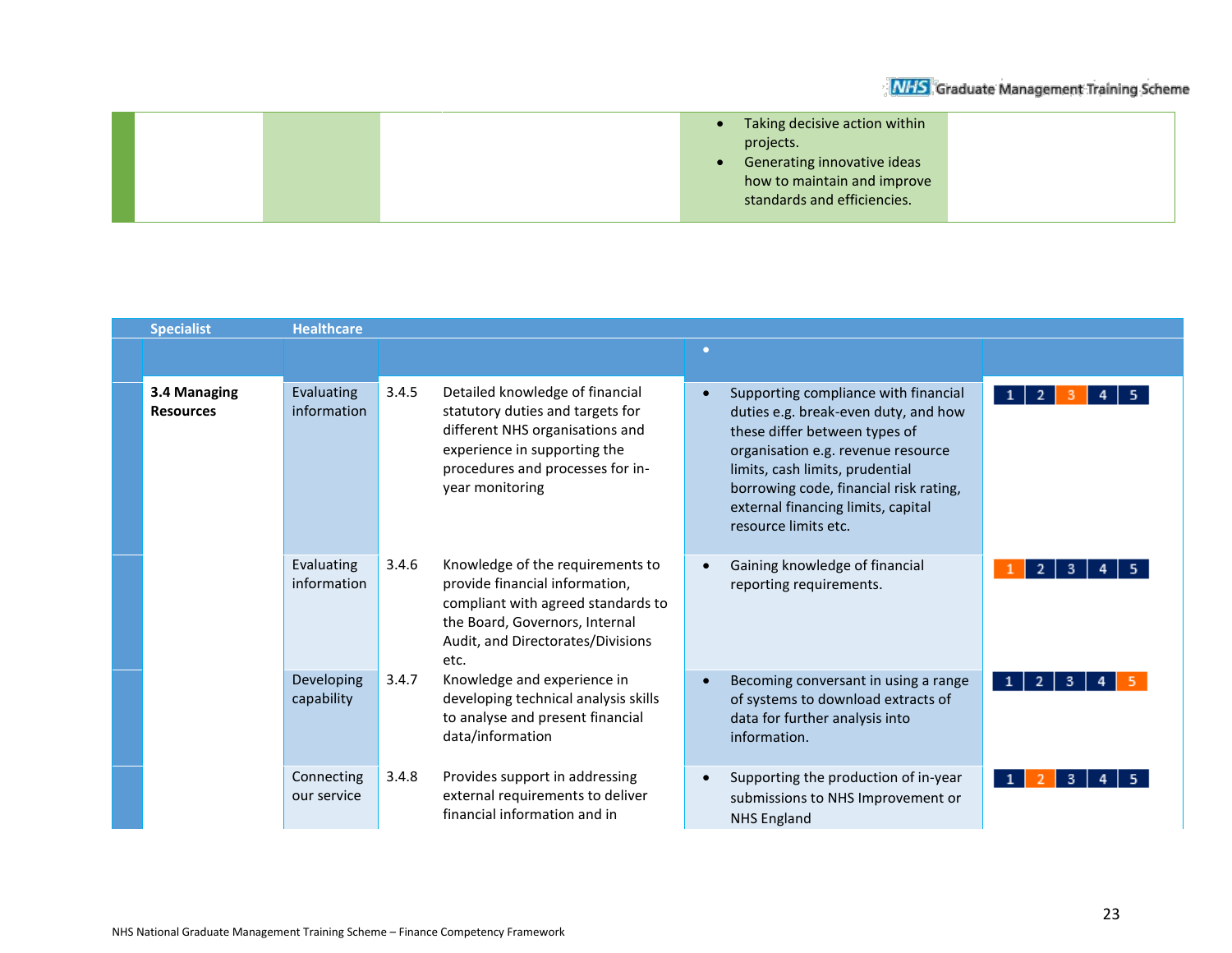| | | | | |
|---|---|---|---|---|
| | | | • Taking decisive action within projects.<br>• Generating innovative ideas how to maintain and improve standards and efficiencies. | |

| Specialist | Healthcare | | | | |
|---|---|---|---|---|---|
| | | | | • | |
| **3.4 Managing Resources** | Evaluating information | 3.4.5 | Detailed knowledge of financial statutory duties and targets for different NHS organisations and experience in supporting the procedures and processes for in-year monitoring | • Supporting compliance with financial duties e.g. break-even duty, and how these differ between types of organisation e.g. revenue resource limits, cash limits, prudential borrowing code, financial risk rating, external financing limits, capital resource limits etc. | 1 2 **3** 4 5 |
| | Evaluating information | 3.4.6 | Knowledge of the requirements to provide financial information, compliant with agreed standards to the Board, Governors, Internal Audit, and Directorates/Divisions etc. | • Gaining knowledge of financial reporting requirements. | **1** 2 3 4 5 |
| | Developing capability | 3.4.7 | Knowledge and experience in developing technical analysis skills to analyse and present financial data/information | • Becoming conversant in using a range of systems to download extracts of data for further analysis into information. | 1 2 3 4 **5** |
| | Connecting our service | 3.4.8 | Provides support in addressing external requirements to deliver financial information and in | • Supporting the production of in-year submissions to NHS Improvement or NHS England | 1 **2** 3 4 5 |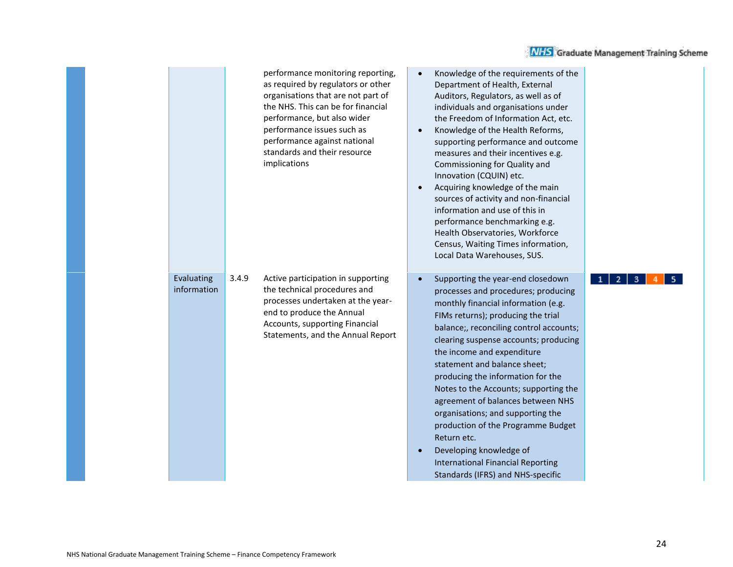| | | | | | |
|---|---|---|---|---|---|
| | | | performance monitoring reporting, as required by regulators or other organisations that are not part of the NHS. This can be for financial performance, but also wider performance issues such as performance against national standards and their resource implications | • Knowledge of the requirements of the Department of Health, External Auditors, Regulators, as well as of individuals and organisations under the Freedom of Information Act, etc.<br>• Knowledge of the Health Reforms, supporting performance and outcome measures and their incentives e.g. Commissioning for Quality and Innovation (CQUIN) etc.<br>• Acquiring knowledge of the main sources of activity and non-financial information and use of this in performance benchmarking e.g. Health Observatories, Workforce Census, Waiting Times information, Local Data Warehouses, SUS. | |
| | Evaluating information | 3.4.9 | Active participation in supporting the technical procedures and processes undertaken at the year-end to produce the Annual Accounts, supporting Financial Statements, and the Annual Report | • Supporting the year-end closedown processes and procedures; producing monthly financial information (e.g. FIMs returns); producing the trial balance;, reconciling control accounts; clearing suspense accounts; producing the income and expenditure statement and balance sheet; producing the information for the Notes to the Accounts; supporting the agreement of balances between NHS organisations; and supporting the production of the Programme Budget Return etc.<br>• Developing knowledge of International Financial Reporting Standards (IFRS) and NHS-specific | 1 2 3 4 5 |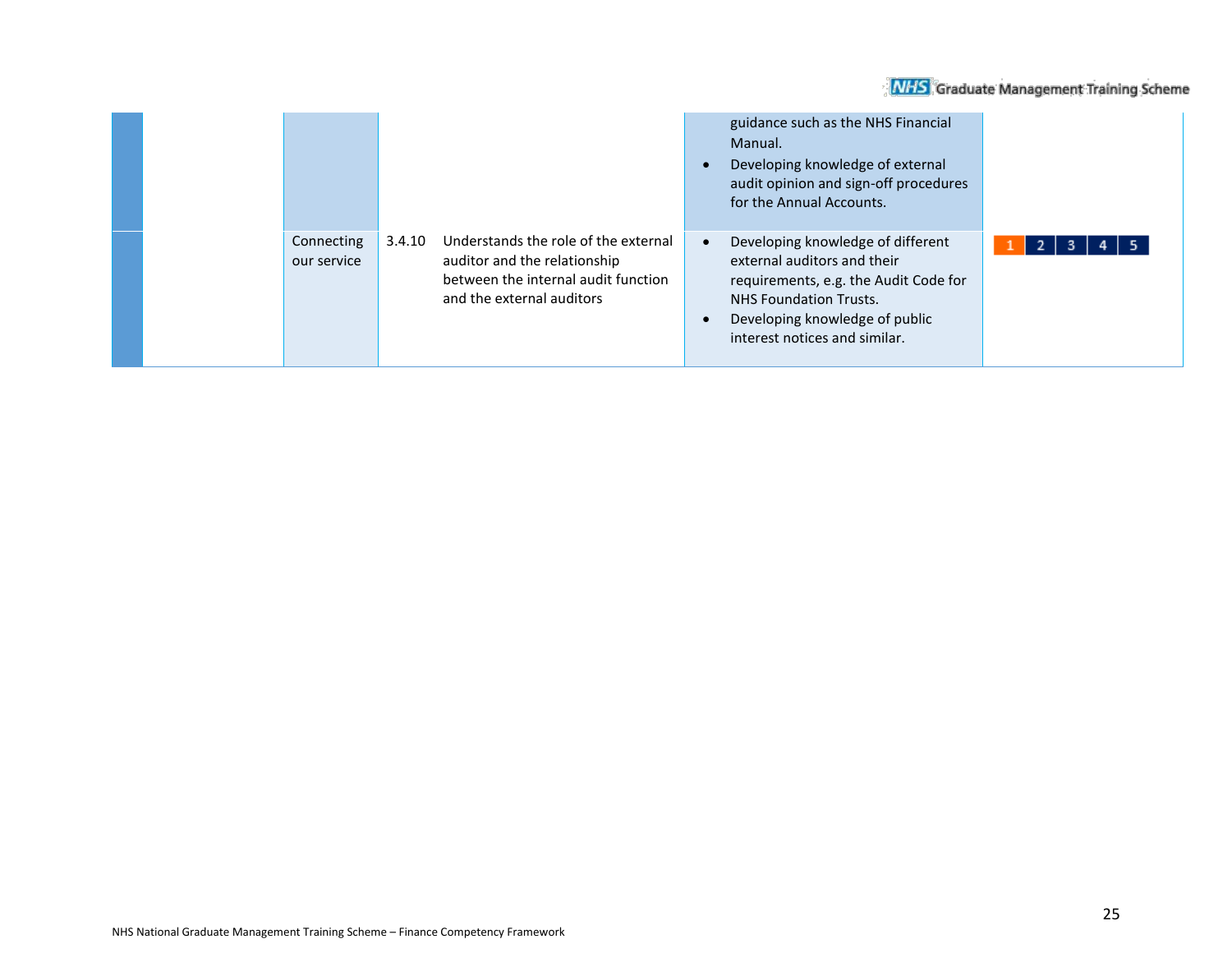| | | | | | | |
|---|---|---|---|---|---|---|
| | | | | | guidance such as the NHS Financial Manual.<br>• Developing knowledge of external audit opinion and sign-off procedures for the Annual Accounts. | |
| | | Connecting our service | 3.4.10 | Understands the role of the external auditor and the relationship between the internal audit function and the external auditors | • Developing knowledge of different external auditors and their requirements, e.g. the Audit Code for NHS Foundation Trusts.<br>• Developing knowledge of public interest notices and similar. | 1 2 3 4 5 |

NHS National Graduate Management Training Scheme – Finance Competency Framework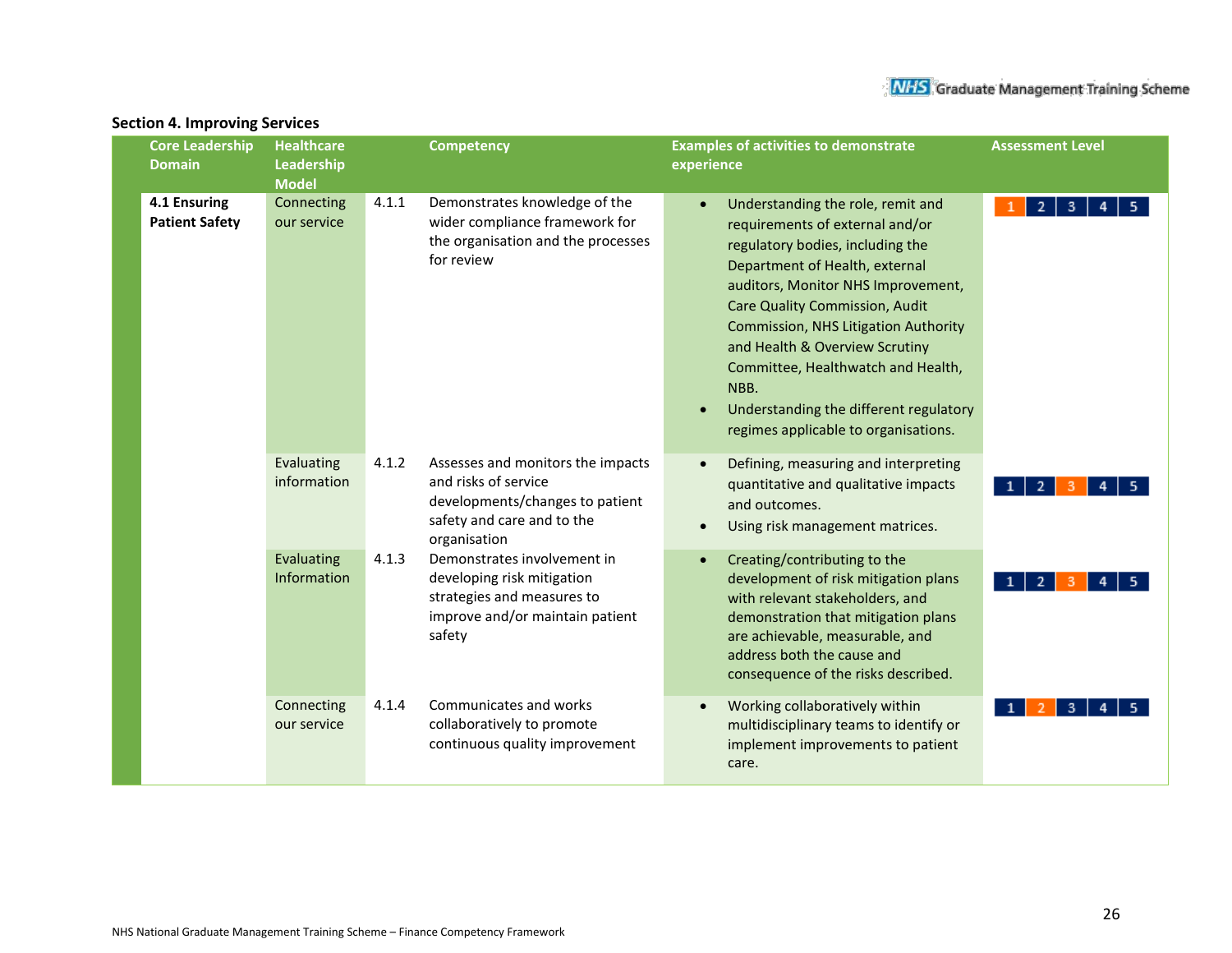## Section 4. Improving Services

| Core Leadership Domain | Healthcare Leadership Model | | Competency | Examples of activities to demonstrate experience | Assessment Level |
|---|---|---|---|---|---|
| **4.1 Ensuring Patient Safety** | Connecting our service | 4.1.1 | Demonstrates knowledge of the wider compliance framework for the organisation and the processes for review | • Understanding the role, remit and requirements of external and/or regulatory bodies, including the Department of Health, external auditors, Monitor NHS Improvement, Care Quality Commission, Audit Commission, NHS Litigation Authority and Health & Overview Scrutiny Committee, Healthwatch and Health, NBB.<br>• Understanding the different regulatory regimes applicable to organisations. | 1 |
| | Evaluating information | 4.1.2 | Assesses and monitors the impacts and risks of service developments/changes to patient safety and care and to the organisation | • Defining, measuring and interpreting quantitative and qualitative impacts and outcomes.<br>• Using risk management matrices. | 3 |
| | Evaluating Information | 4.1.3 | Demonstrates involvement in developing risk mitigation strategies and measures to improve and/or maintain patient safety | • Creating/contributing to the development of risk mitigation plans with relevant stakeholders, and demonstration that mitigation plans are achievable, measurable, and address both the cause and consequence of the risks described. | 3 |
| | Connecting our service | 4.1.4 | Communicates and works collaboratively to promote continuous quality improvement | • Working collaboratively within multidisciplinary teams to identify or implement improvements to patient care. | 2 |

NHS National Graduate Management Training Scheme – Finance Competency Framework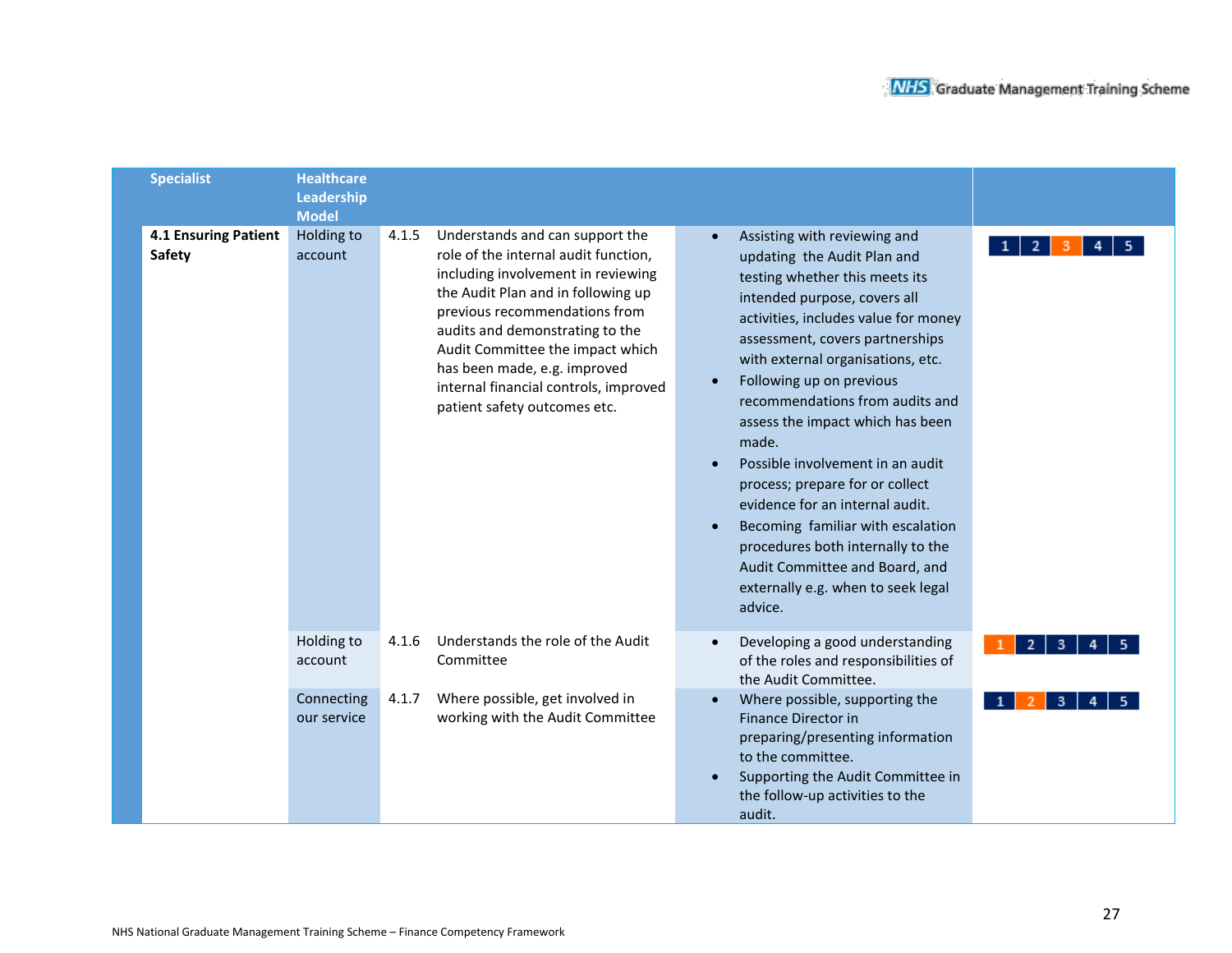| Specialist | Healthcare Leadership Model | | | | |
|---|---|---|---|---|---|
| **4.1 Ensuring Patient Safety** | Holding to account | 4.1.5 | Understands and can support the role of the internal audit function, including involvement in reviewing the Audit Plan and in following up previous recommendations from audits and demonstrating to the Audit Committee the impact which has been made, e.g. improved internal financial controls, improved patient safety outcomes etc. | • Assisting with reviewing and updating the Audit Plan and testing whether this meets its intended purpose, covers all activities, includes value for money assessment, covers partnerships with external organisations, etc.<br>• Following up on previous recommendations from audits and assess the impact which has been made.<br>• Possible involvement in an audit process; prepare for or collect evidence for an internal audit.<br>• Becoming familiar with escalation procedures both internally to the Audit Committee and Board, and externally e.g. when to seek legal advice. | 1 2 **3** 4 5 |
| | Holding to account | 4.1.6 | Understands the role of the Audit Committee | • Developing a good understanding of the roles and responsibilities of the Audit Committee. | **1** 2 3 4 5 |
| | Connecting our service | 4.1.7 | Where possible, get involved in working with the Audit Committee | • Where possible, supporting the Finance Director in preparing/presenting information to the committee.<br>• Supporting the Audit Committee in the follow-up activities to the audit. | 1 **2** 3 4 5 |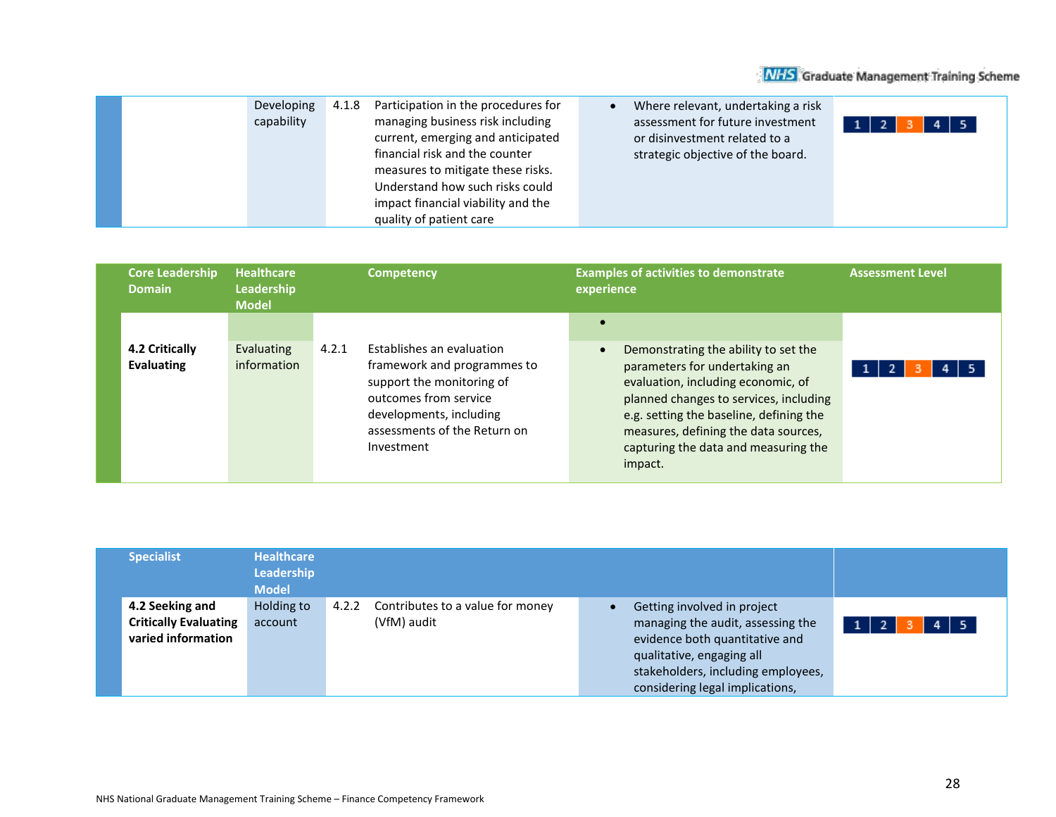| | Developing capability | 4.1.8 | Participation in the procedures for managing business risk including current, emerging and anticipated financial risk and the counter measures to mitigate these risks. Understand how such risks could impact financial viability and the quality of patient care | • Where relevant, undertaking a risk assessment for future investment or disinvestment related to a strategic objective of the board. | 1 2 **3** 4 5 |
|---|---|---|---|---|---|

| Core Leadership Domain | Healthcare Leadership Model | | Competency | Examples of activities to demonstrate experience | Assessment Level |
|---|---|---|---|---|---|
| | | | | • | |
| **4.2 Critically Evaluating** | Evaluating information | 4.2.1 | Establishes an evaluation framework and programmes to support the monitoring of outcomes from service developments, including assessments of the Return on Investment | • Demonstrating the ability to set the parameters for undertaking an evaluation, including economic, of planned changes to services, including e.g. setting the baseline, defining the measures, defining the data sources, capturing the data and measuring the impact. | 1 2 **3** 4 5 |

| Specialist | Healthcare Leadership Model | | | | |
|---|---|---|---|---|---|
| **4.2 Seeking and Critically Evaluating varied information** | Holding to account | 4.2.2 | Contributes to a value for money (VfM) audit | • Getting involved in project managing the audit, assessing the evidence both quantitative and qualitative, engaging all stakeholders, including employees, considering legal implications, | 1 2 **3** 4 5 |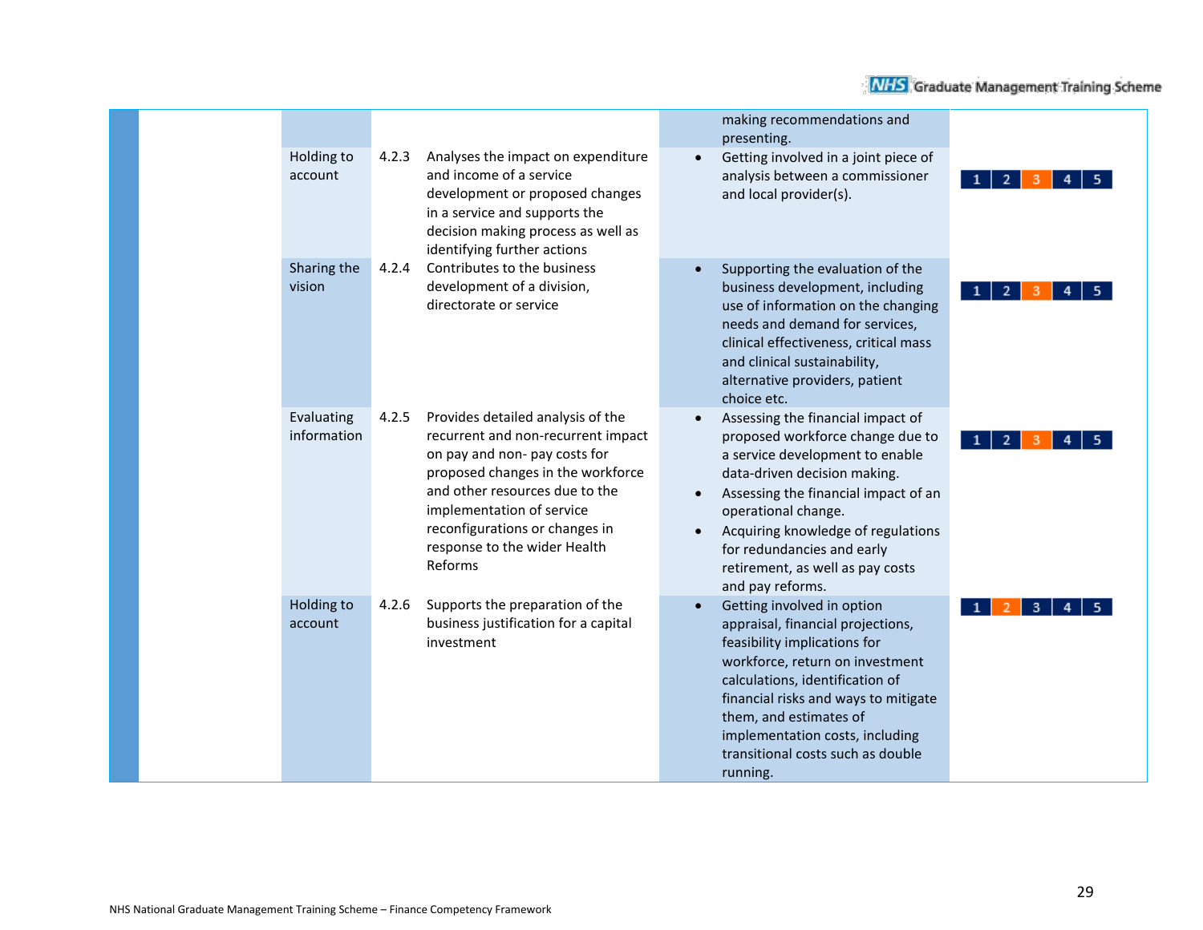| | Area | Ref | Competency | Examples | Level |
|---|---|---|---|---|---|
| | | | | making recommendations and presenting. | |
| | Holding to account | 4.2.3 | Analyses the impact on expenditure and income of a service development or proposed changes in a service and supports the decision making process as well as identifying further actions | • Getting involved in a joint piece of analysis between a commissioner and local provider(s). | 1 2 **3** 4 5 |
| | Sharing the vision | 4.2.4 | Contributes to the business development of a division, directorate or service | • Supporting the evaluation of the business development, including use of information on the changing needs and demand for services, clinical effectiveness, critical mass and clinical sustainability, alternative providers, patient choice etc. | 1 2 **3** 4 5 |
| | Evaluating information | 4.2.5 | Provides detailed analysis of the recurrent and non-recurrent impact on pay and non- pay costs for proposed changes in the workforce and other resources due to the implementation of service reconfigurations or changes in response to the wider Health Reforms | • Assessing the financial impact of proposed workforce change due to a service development to enable data-driven decision making.<br>• Assessing the financial impact of an operational change.<br>• Acquiring knowledge of regulations for redundancies and early retirement, as well as pay costs and pay reforms. | 1 2 **3** 4 5 |
| | Holding to account | 4.2.6 | Supports the preparation of the business justification for a capital investment | • Getting involved in option appraisal, financial projections, feasibility implications for workforce, return on investment calculations, identification of financial risks and ways to mitigate them, and estimates of implementation costs, including transitional costs such as double running. | 1 **2** 3 4 5 |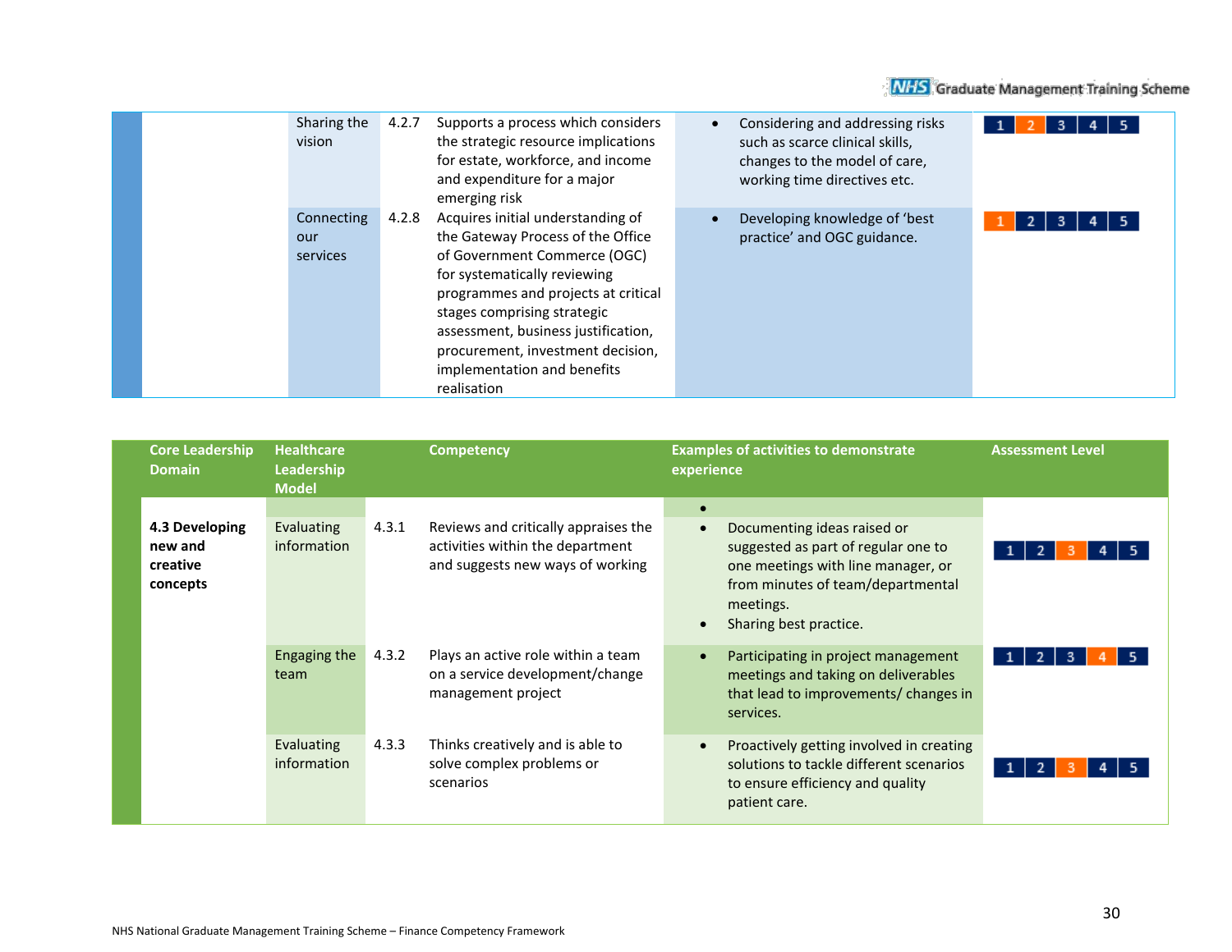| Core Leadership Domain | Healthcare Leadership Model | | Competency | Examples of activities to demonstrate experience | Assessment Level |
|---|---|---|---|---|---|
| | Sharing the vision | 4.2.7 | Supports a process which considers the strategic resource implications for estate, workforce, and income and expenditure for a major emerging risk | • Considering and addressing risks such as scarce clinical skills, changes to the model of care, working time directives etc. | 1 **2** 3 4 5 |
| | Connecting our services | 4.2.8 | Acquires initial understanding of the Gateway Process of the Office of Government Commerce (OGC) for systematically reviewing programmes and projects at critical stages comprising strategic assessment, business justification, procurement, investment decision, implementation and benefits realisation | • Developing knowledge of 'best practice' and OGC guidance. | **1** 2 3 4 5 |

| Core Leadership Domain | Healthcare Leadership Model | | Competency | Examples of activities to demonstrate experience | Assessment Level |
|---|---|---|---|---|---|
| **4.3 Developing new and creative concepts** | Evaluating information | 4.3.1 | Reviews and critically appraises the activities within the department and suggests new ways of working | • <br>• Documenting ideas raised or suggested as part of regular one to one meetings with line manager, or from minutes of team/departmental meetings.<br>• Sharing best practice. | 1 2 **3** 4 5 |
| | Engaging the team | 4.3.2 | Plays an active role within a team on a service development/change management project | • Participating in project management meetings and taking on deliverables that lead to improvements/ changes in services. | 1 2 3 **4** 5 |
| | Evaluating information | 4.3.3 | Thinks creatively and is able to solve complex problems or scenarios | • Proactively getting involved in creating solutions to tackle different scenarios to ensure efficiency and quality patient care. | 1 2 **3** 4 5 |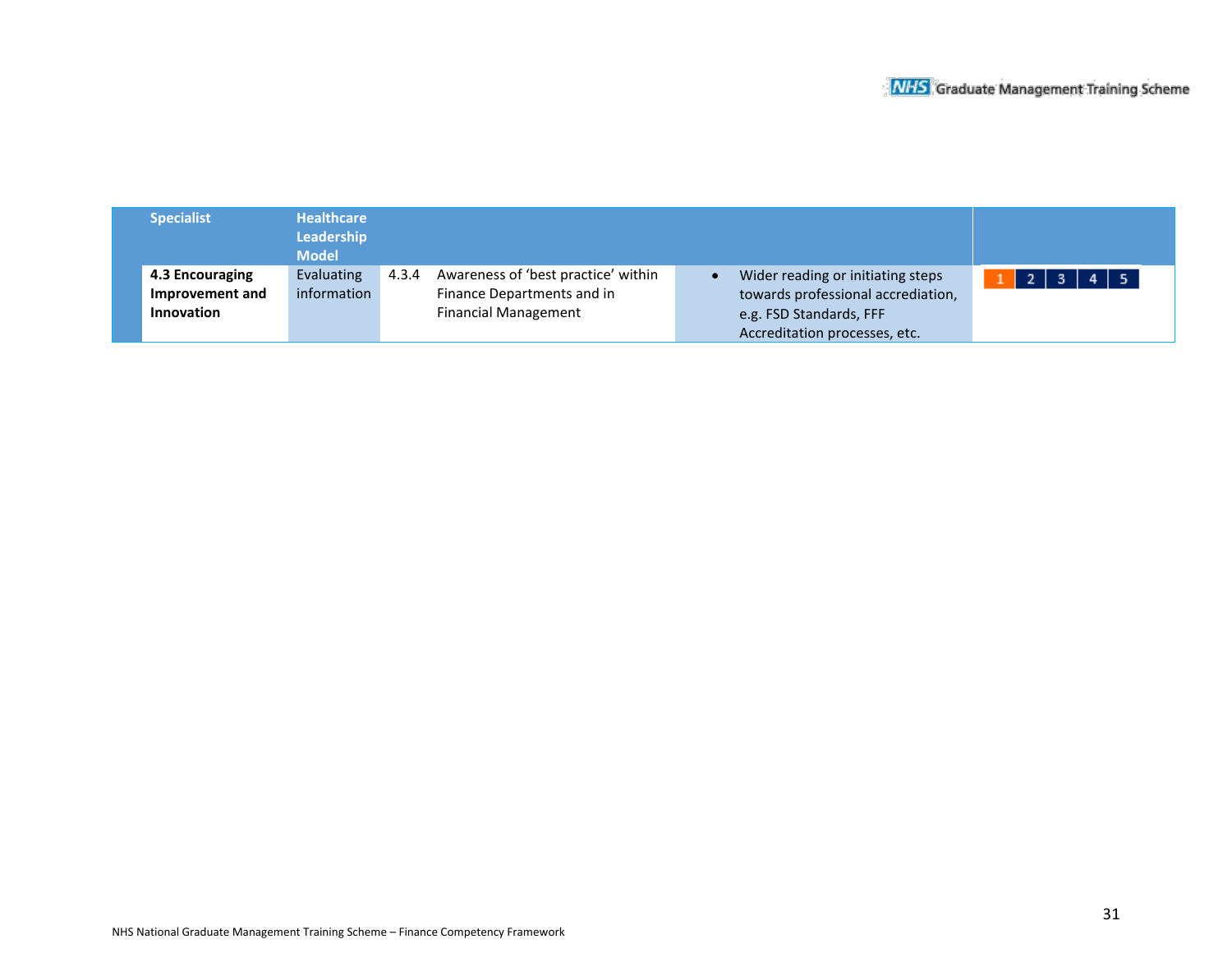| Specialist | Healthcare Leadership Model | | | | |
|---|---|---|---|---|---|
| **4.3 Encouraging Improvement and Innovation** | Evaluating information | 4.3.4 | Awareness of 'best practice' within Finance Departments and in Financial Management | • Wider reading or initiating steps towards professional accrediation, e.g. FSD Standards, FFF Accreditation processes, etc. | 1 2 3 4 5 |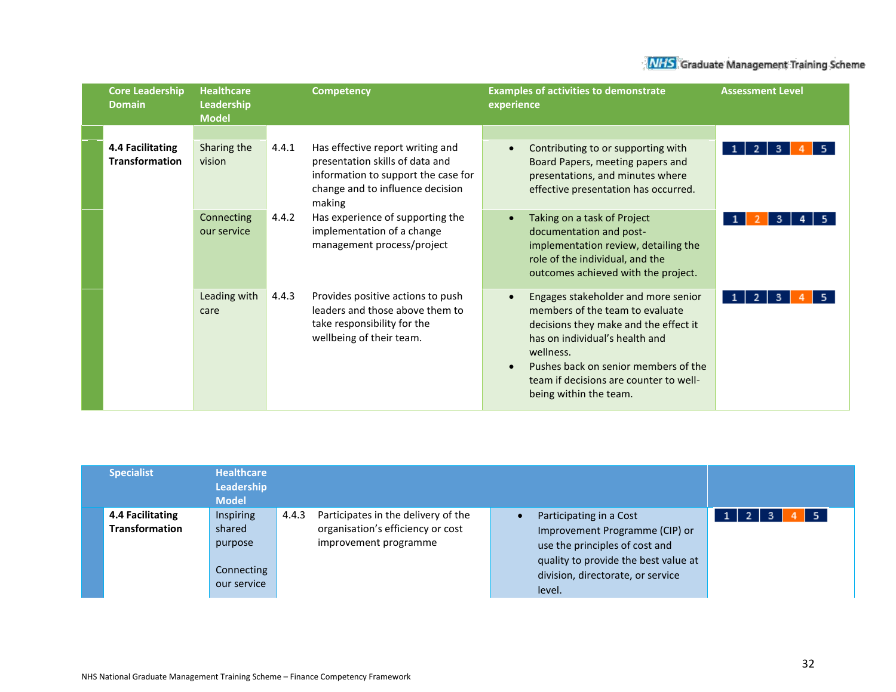| Core Leadership Domain | Healthcare Leadership Model | | Competency | Examples of activities to demonstrate experience | Assessment Level |
|---|---|---|---|---|---|
| **4.4 Facilitating Transformation** | Sharing the vision | 4.4.1 | Has effective report writing and presentation skills of data and information to support the case for change and to influence decision making | • Contributing to or supporting with Board Papers, meeting papers and presentations, and minutes where effective presentation has occurred. | 1 2 3 **4** 5 |
| | Connecting our service | 4.4.2 | Has experience of supporting the implementation of a change management process/project | • Taking on a task of Project documentation and post-implementation review, detailing the role of the individual, and the outcomes achieved with the project. | 1 **2** 3 4 5 |
| | Leading with care | 4.4.3 | Provides positive actions to push leaders and those above them to take responsibility for the wellbeing of their team. | • Engages stakeholder and more senior members of the team to evaluate decisions they make and the effect it has on individual's health and wellness.<br>• Pushes back on senior members of the team if decisions are counter to well-being within the team. | 1 2 3 **4** 5 |

| Specialist | Healthcare Leadership Model | | | | |
|---|---|---|---|---|---|
| **4.4 Facilitating Transformation** | Inspiring shared purpose<br><br>Connecting our service | 4.4.3 | Participates in the delivery of the organisation's efficiency or cost improvement programme | • Participating in a Cost Improvement Programme (CIP) or use the principles of cost and quality to provide the best value at division, directorate, or service level. | 1 2 3 **4** 5 |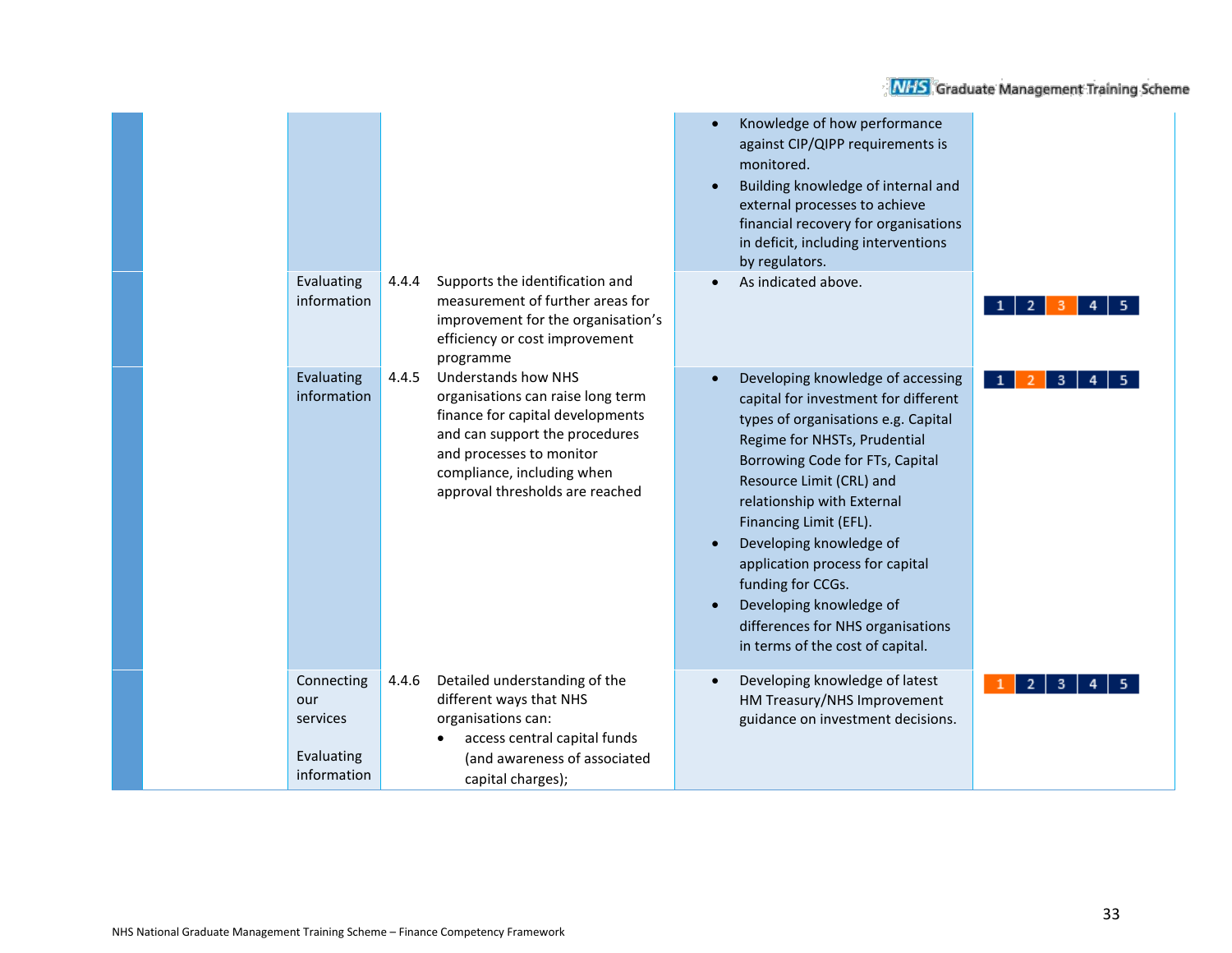| | | | | | |
|---|---|---|---|---|---|
| | | | | • Knowledge of how performance against CIP/QIPP requirements is monitored.<br>• Building knowledge of internal and external processes to achieve financial recovery for organisations in deficit, including interventions by regulators. | |
| | Evaluating information | 4.4.4 | Supports the identification and measurement of further areas for improvement for the organisation's efficiency or cost improvement programme | • As indicated above. | 1 2 **3** 4 5 |
| | Evaluating information | 4.4.5 | Understands how NHS organisations can raise long term finance for capital developments and can support the procedures and processes to monitor compliance, including when approval thresholds are reached | • Developing knowledge of accessing capital for investment for different types of organisations e.g. Capital Regime for NHSTs, Prudential Borrowing Code for FTs, Capital Resource Limit (CRL) and relationship with External Financing Limit (EFL).<br>• Developing knowledge of application process for capital funding for CCGs.<br>• Developing knowledge of differences for NHS organisations in terms of the cost of capital. | 1 **2** 3 4 5 |
| | Connecting our services<br><br>Evaluating information | 4.4.6 | Detailed understanding of the different ways that NHS organisations can:<br>• access central capital funds (and awareness of associated capital charges); | • Developing knowledge of latest HM Treasury/NHS Improvement guidance on investment decisions. | **1** 2 3 4 5 |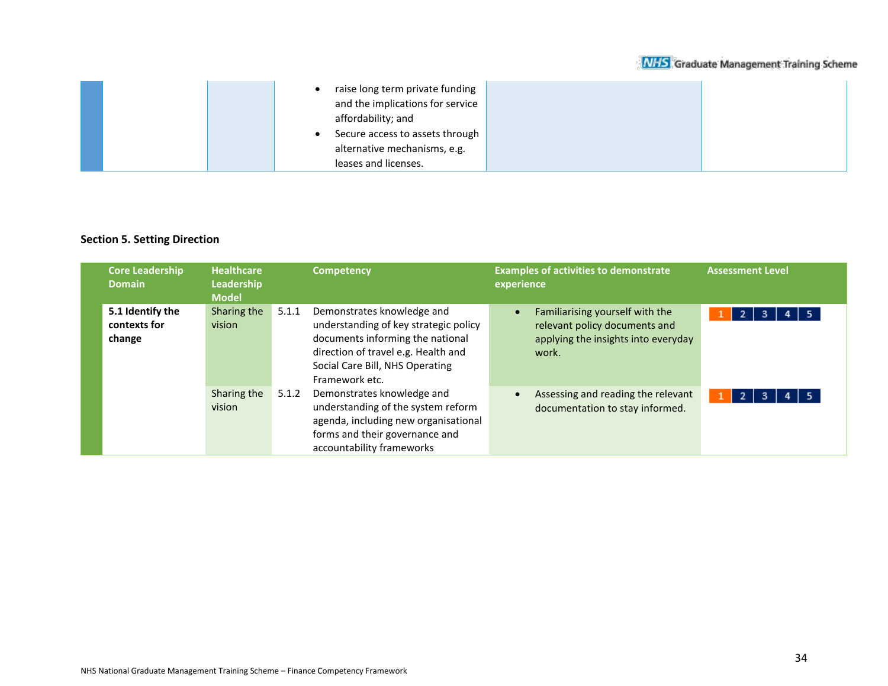| | | | | | |
|---|---|---|---|---|---|
| | | | • raise long term private funding and the implications for service affordability; and<br>• Secure access to assets through alternative mechanisms, e.g. leases and licenses. | | |

**Section 5. Setting Direction**

| Core Leadership Domain | Healthcare Leadership Model | | Competency | Examples of activities to demonstrate experience | Assessment Level |
|---|---|---|---|---|---|
| **5.1 Identify the contexts for change** | Sharing the vision | 5.1.1 | Demonstrates knowledge and understanding of key strategic policy documents informing the national direction of travel e.g. Health and Social Care Bill, NHS Operating Framework etc. | • Familiarising yourself with the relevant policy documents and applying the insights into everyday work. | 1 2 3 4 5 |
| | Sharing the vision | 5.1.2 | Demonstrates knowledge and understanding of the system reform agenda, including new organisational forms and their governance and accountability frameworks | • Assessing and reading the relevant documentation to stay informed. | 1 2 3 4 5 |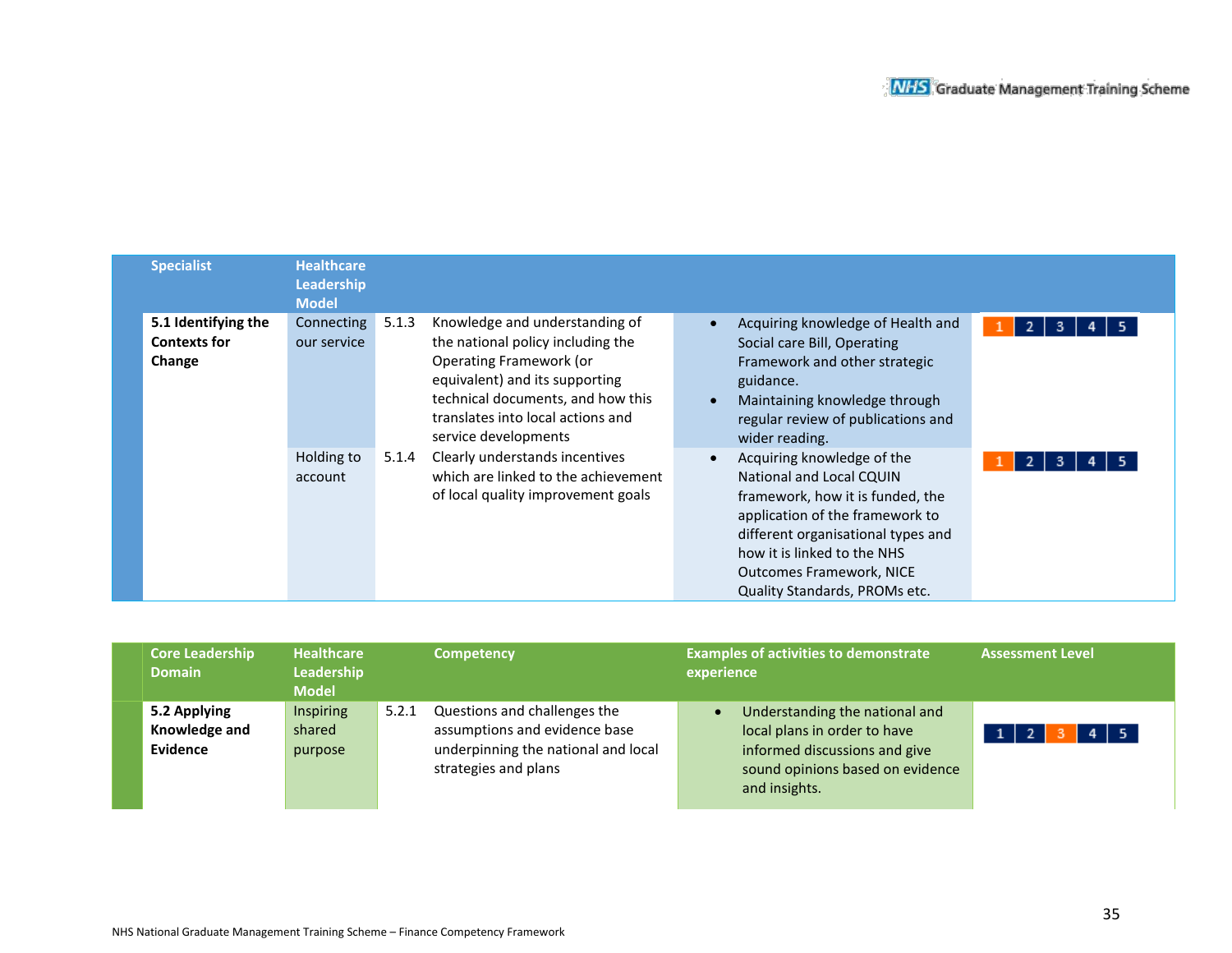| Specialist | Healthcare Leadership Model | | | | |
|---|---|---|---|---|---|
| **5.1 Identifying the Contexts for Change** | Connecting our service | 5.1.3 | Knowledge and understanding of the national policy including the Operating Framework (or equivalent) and its supporting technical documents, and how this translates into local actions and service developments | • Acquiring knowledge of Health and Social care Bill, Operating Framework and other strategic guidance.<br>• Maintaining knowledge through regular review of publications and wider reading. | **1** 2 3 4 5 |
| | Holding to account | 5.1.4 | Clearly understands incentives which are linked to the achievement of local quality improvement goals | • Acquiring knowledge of the National and Local CQUIN framework, how it is funded, the application of the framework to different organisational types and how it is linked to the NHS Outcomes Framework, NICE Quality Standards, PROMs etc. | **1** 2 3 4 5 |

| Core Leadership Domain | Healthcare Leadership Model | | Competency | Examples of activities to demonstrate experience | Assessment Level |
|---|---|---|---|---|---|
| **5.2 Applying Knowledge and Evidence** | Inspiring shared purpose | 5.2.1 | Questions and challenges the assumptions and evidence base underpinning the national and local strategies and plans | • Understanding the national and local plans in order to have informed discussions and give sound opinions based on evidence and insights. | 1 2 **3** 4 5 |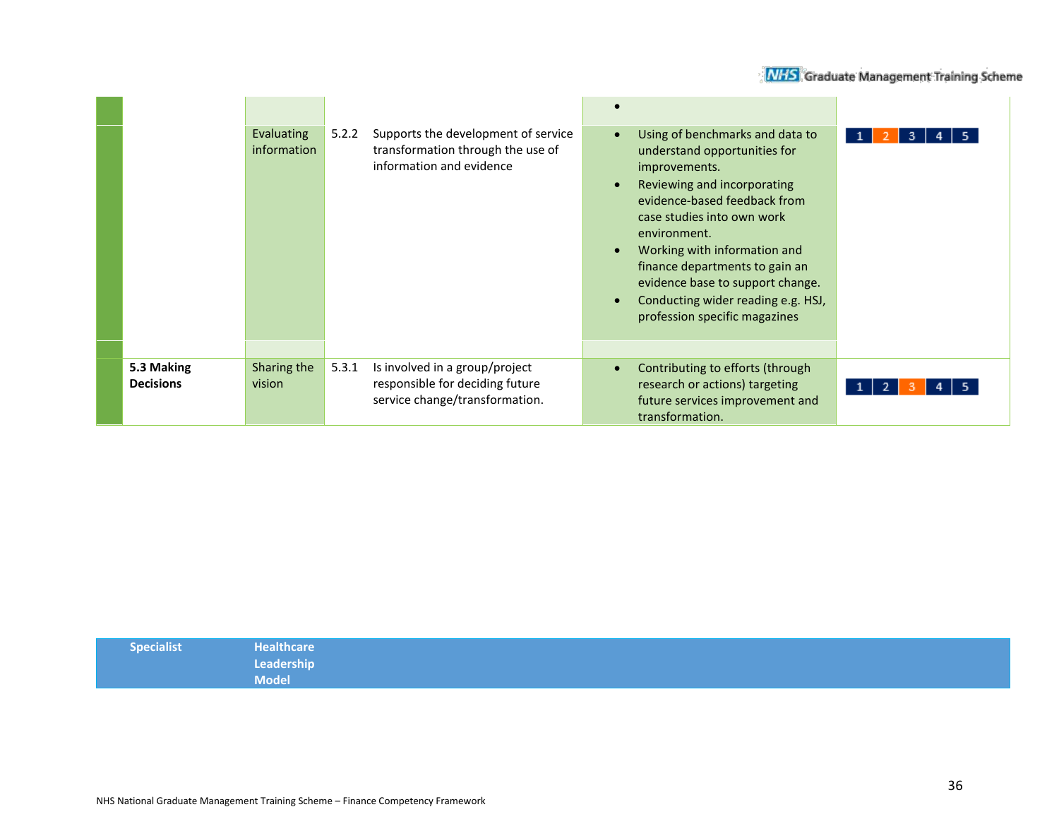| Competency | Element | No. | Indicator | Examples | Level |
|---|---|---|---|---|---|
| | | | | • | |
| | Evaluating information | 5.2.2 | Supports the development of service transformation through the use of information and evidence | • Using of benchmarks and data to understand opportunities for improvements.<br>• Reviewing and incorporating evidence-based feedback from case studies into own work environment.<br>• Working with information and finance departments to gain an evidence base to support change.<br>• Conducting wider reading e.g. HSJ, profession specific magazines | 1 **2** 3 4 5 |
| **5.3 Making Decisions** | Sharing the vision | 5.3.1 | Is involved in a group/project responsible for deciding future service change/transformation. | • Contributing to efforts (through research or actions) targeting future services improvement and transformation. | 1 2 **3** 4 5 |

| **Specialist** | **Healthcare Leadership Model** |
|---|---|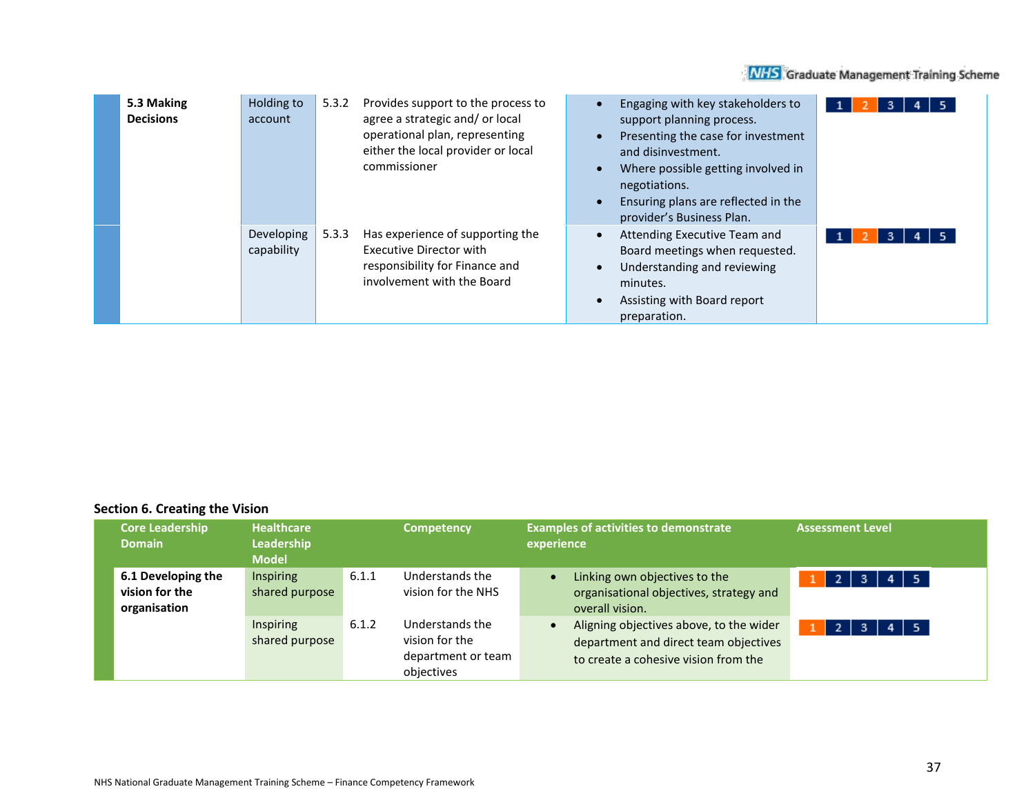| | | | | | |
|---|---|---|---|---|---|
| **5.3 Making Decisions** | Holding to account | 5.3.2 | Provides support to the process to agree a strategic and/ or local operational plan, representing either the local provider or local commissioner | • Engaging with key stakeholders to support planning process.<br>• Presenting the case for investment and disinvestment.<br>• Where possible getting involved in negotiations.<br>• Ensuring plans are reflected in the provider's Business Plan. | 1 **2** 3 4 5 |
| | Developing capability | 5.3.3 | Has experience of supporting the Executive Director with responsibility for Finance and involvement with the Board | • Attending Executive Team and Board meetings when requested.<br>• Understanding and reviewing minutes.<br>• Assisting with Board report preparation. | 1 **2** 3 4 5 |

**Section 6. Creating the Vision**

| Core Leadership Domain | Healthcare Leadership Model | | Competency | Examples of activities to demonstrate experience | Assessment Level |
|---|---|---|---|---|---|
| **6.1 Developing the vision for the organisation** | Inspiring shared purpose | 6.1.1 | Understands the vision for the NHS | • Linking own objectives to the organisational objectives, strategy and overall vision. | **1** 2 3 4 5 |
| | Inspiring shared purpose | 6.1.2 | Understands the vision for the department or team objectives | • Aligning objectives above, to the wider department and direct team objectives to create a cohesive vision from the | **1** 2 3 4 5 |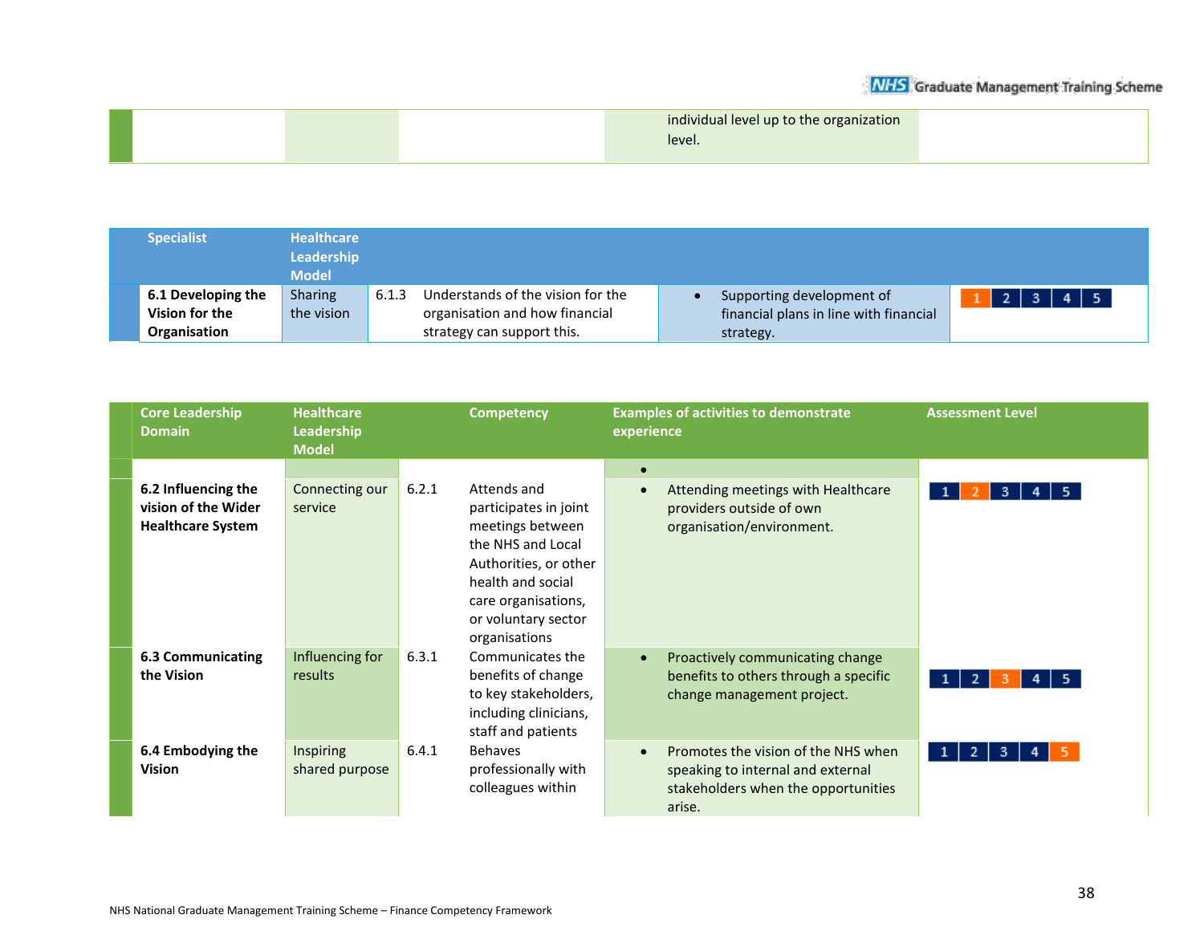| | | | individual level up to the organization level. | |
|---|---|---|---|---|

| Specialist | Healthcare Leadership Model | | | | |
|---|---|---|---|---|---|
| **6.1 Developing the Vision for the Organisation** | Sharing the vision | 6.1.3 | Understands the vision for the organisation and how financial strategy can support this. | • Supporting development of financial plans in line with financial strategy. | **1** 2 3 4 5 |

| Core Leadership Domain | Healthcare Leadership Model | | Competency | Examples of activities to demonstrate experience | Assessment Level |
|---|---|---|---|---|---|
| | | | | • | |
| **6.2 Influencing the vision of the Wider Healthcare System** | Connecting our service | 6.2.1 | Attends and participates in joint meetings between the NHS and Local Authorities, or other health and social care organisations, or voluntary sector organisations | • Attending meetings with Healthcare providers outside of own organisation/environment. | 1 **2** 3 4 5 |
| **6.3 Communicating the Vision** | Influencing for results | 6.3.1 | Communicates the benefits of change to key stakeholders, including clinicians, staff and patients | • Proactively communicating change benefits to others through a specific change management project. | 1 2 **3** 4 5 |
| **6.4 Embodying the Vision** | Inspiring shared purpose | 6.4.1 | Behaves professionally with colleagues within | • Promotes the vision of the NHS when speaking to internal and external stakeholders when the opportunities arise. | 1 2 3 4 **5** |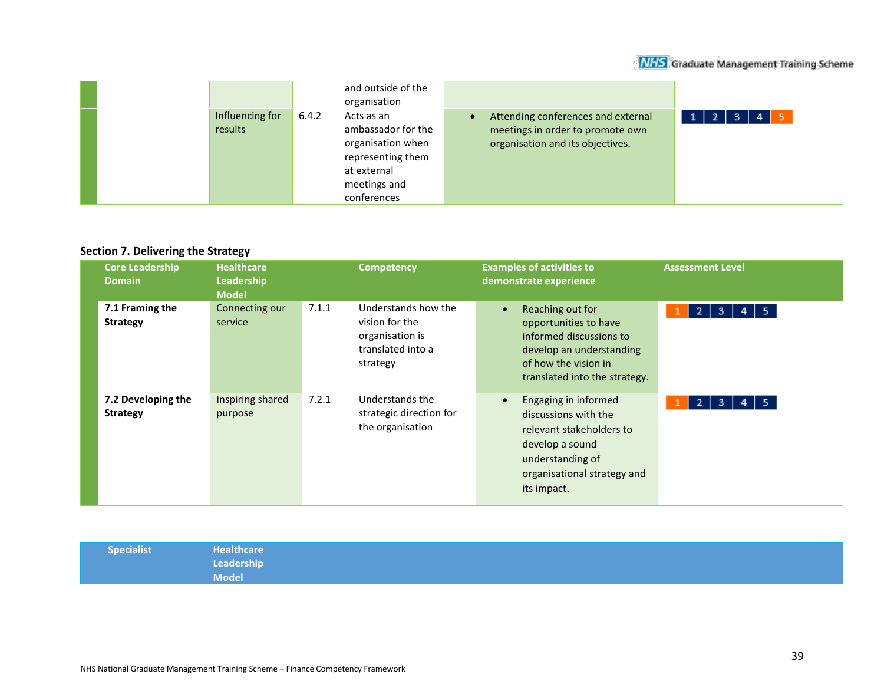| Core Leadership Domain | Healthcare Leadership Model | | Competency | Examples of activities to demonstrate experience | Assessment Level |
|---|---|---|---|---|---|
| | | | and outside of the organisation | | |
| | Influencing for results | 6.4.2 | Acts as an ambassador for the organisation when representing them at external meetings and conferences | • Attending conferences and external meetings in order to promote own organisation and its objectives. | 1 2 3 4 5 |

**Section 7. Delivering the Strategy**

| Core Leadership Domain | Healthcare Leadership Model | | Competency | Examples of activities to demonstrate experience | Assessment Level |
|---|---|---|---|---|---|
| **7.1 Framing the Strategy** | Connecting our service | 7.1.1 | Understands how the vision for the organisation is translated into a strategy | • Reaching out for opportunities to have informed discussions to develop an understanding of how the vision in translated into the strategy. | 1 2 3 4 5 |
| **7.2 Developing the Strategy** | Inspiring shared purpose | 7.2.1 | Understands the strategic direction for the organisation | • Engaging in informed discussions with the relevant stakeholders to develop a sound understanding of organisational strategy and its impact. | 1 2 3 4 5 |

| Specialist | Healthcare Leadership Model |
|---|---|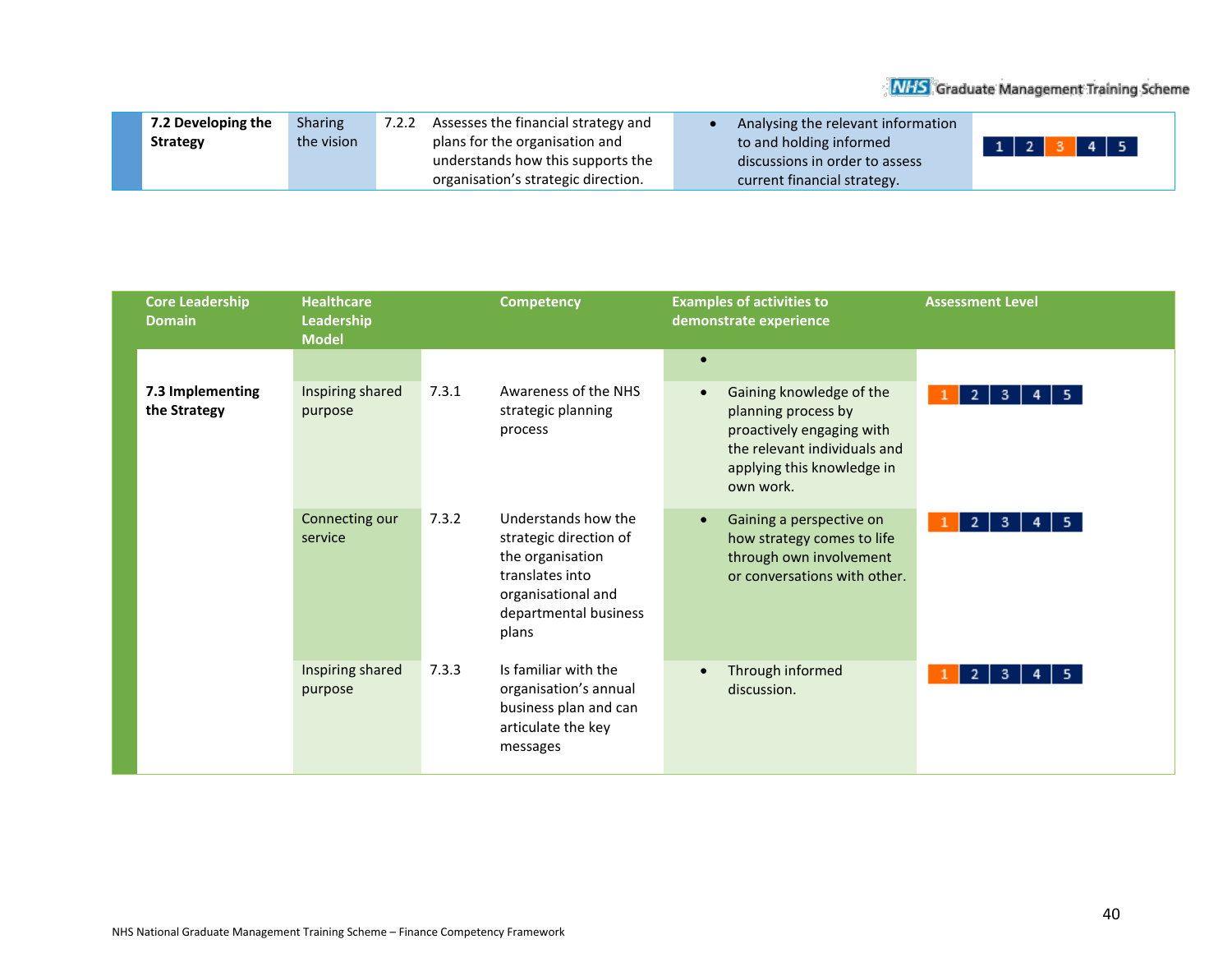| 7.2 Developing the Strategy | Sharing the vision | 7.2.2 | Assesses the financial strategy and plans for the organisation and understands how this supports the organisation's strategic direction. | • Analysing the relevant information to and holding informed discussions in order to assess current financial strategy. | 1 2 **3** 4 5 |
|---|---|---|---|---|---|

| Core Leadership Domain | Healthcare Leadership Model | | Competency | Examples of activities to demonstrate experience | Assessment Level |
|---|---|---|---|---|---|
| | | | | • | |
| **7.3 Implementing the Strategy** | Inspiring shared purpose | 7.3.1 | Awareness of the NHS strategic planning process | • Gaining knowledge of the planning process by proactively engaging with the relevant individuals and applying this knowledge in own work. | **1** 2 3 4 5 |
| | Connecting our service | 7.3.2 | Understands how the strategic direction of the organisation translates into organisational and departmental business plans | • Gaining a perspective on how strategy comes to life through own involvement or conversations with other. | **1** 2 3 4 5 |
| | Inspiring shared purpose | 7.3.3 | Is familiar with the organisation's annual business plan and can articulate the key messages | • Through informed discussion. | **1** 2 3 4 5 |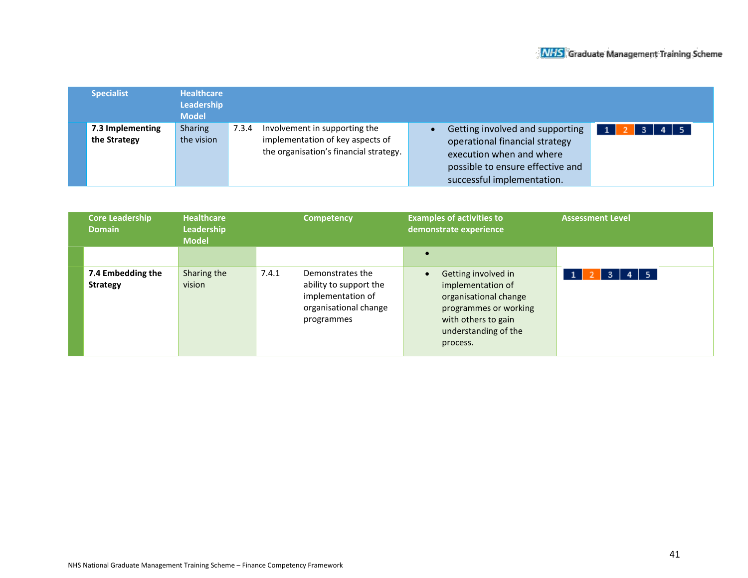| Specialist | Healthcare Leadership Model | | | | |
|---|---|---|---|---|---|
| **7.3 Implementing the Strategy** | Sharing the vision | 7.3.4 | Involvement in supporting the implementation of key aspects of the organisation's financial strategy. | • Getting involved and supporting operational financial strategy execution when and where possible to ensure effective and successful implementation. | 1 2 3 4 5 |

| Core Leadership Domain | Healthcare Leadership Model | | Competency | Examples of activities to demonstrate experience | Assessment Level |
|---|---|---|---|---|---|
| | | | | • | |
| **7.4 Embedding the Strategy** | Sharing the vision | 7.4.1 | Demonstrates the ability to support the implementation of organisational change programmes | • Getting involved in implementation of organisational change programmes or working with others to gain understanding of the process. | 1 2 3 4 5 |